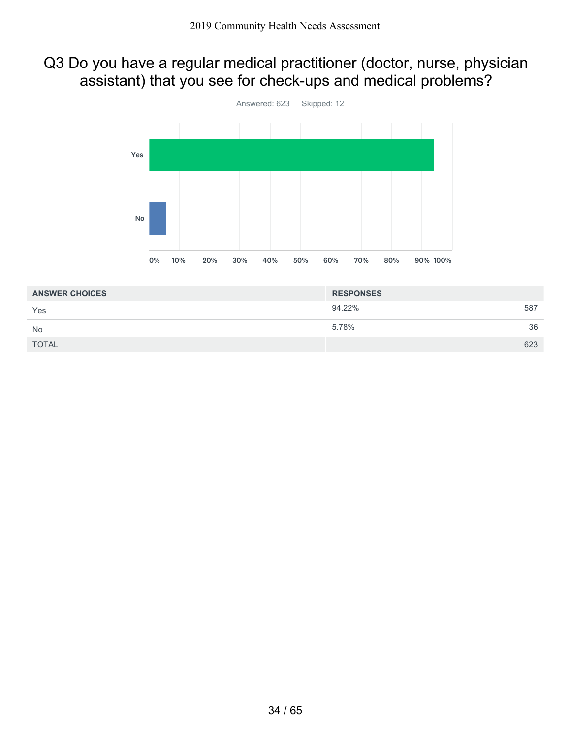# Q3 Do you have a regular medical practitioner (doctor, nurse, physician assistant) that you see for check-ups and medical problems?

Answered: 623    Skipped: 12

| ANSWER CHOICES | RESPONSES | |
|---|---|---|
| Yes | 94.22% | 587 |
| No | 5.78% | 36 |
| TOTAL | | 623 |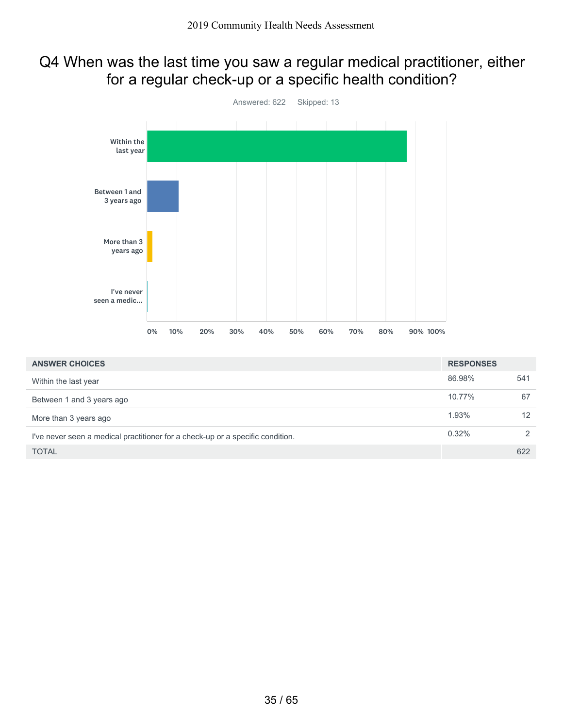# Q4 When was the last time you saw a regular medical practitioner, either for a regular check-up or a specific health condition?

Answered: 622 Skipped: 13

| ANSWER CHOICES | RESPONSES | |
|---|---|---|
| Within the last year | 86.98% | 541 |
| Between 1 and 3 years ago | 10.77% | 67 |
| More than 3 years ago | 1.93% | 12 |
| I've never seen a medical practitioner for a check-up or a specific condition. | 0.32% | 2 |
| TOTAL | | 622 |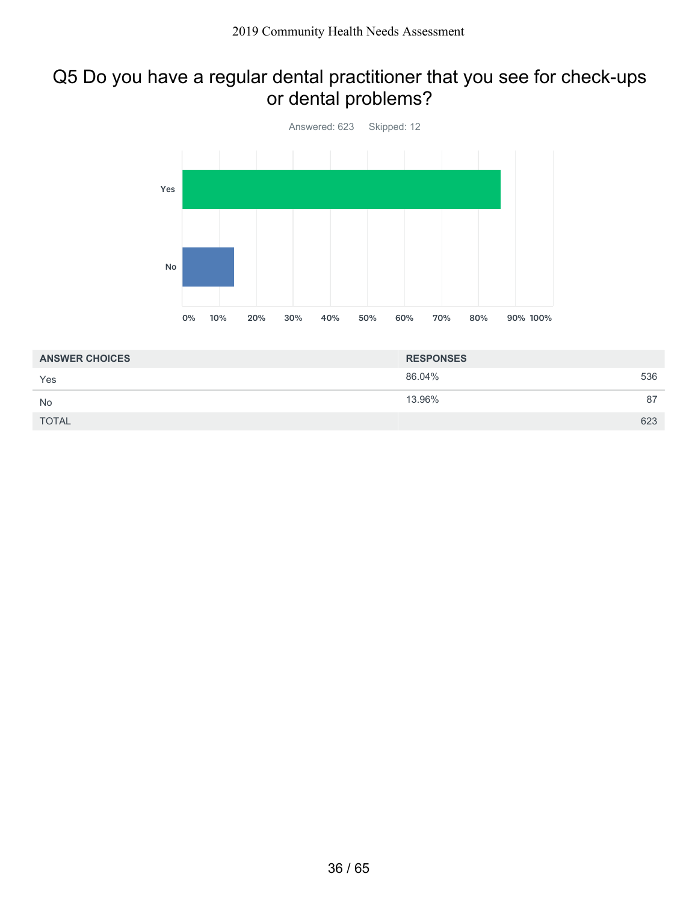## Q5 Do you have a regular dental practitioner that you see for check-ups or dental problems?

Answered: 623 Skipped: 12

| ANSWER CHOICES | RESPONSES | |
|---|---|---|
| Yes | 86.04% | 536 |
| No | 13.96% | 87 |
| TOTAL | | 623 |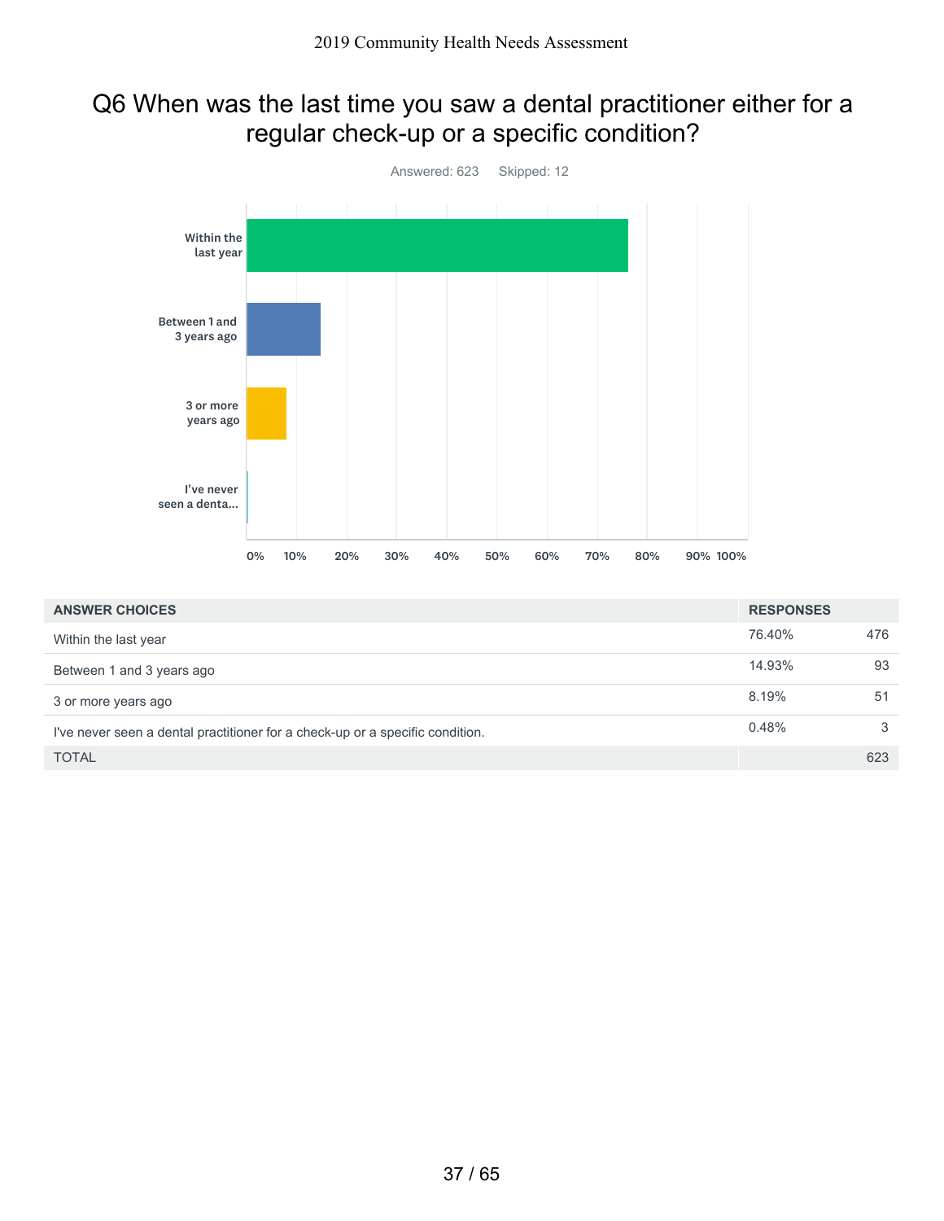# Q6 When was the last time you saw a dental practitioner either for a regular check-up or a specific condition?

Answered: 623 Skipped: 12

| ANSWER CHOICES | RESPONSES | |
|---|---|---|
| Within the last year | 76.40% | 476 |
| Between 1 and 3 years ago | 14.93% | 93 |
| 3 or more years ago | 8.19% | 51 |
| I've never seen a dental practitioner for a check-up or a specific condition. | 0.48% | 3 |
| TOTAL | | 623 |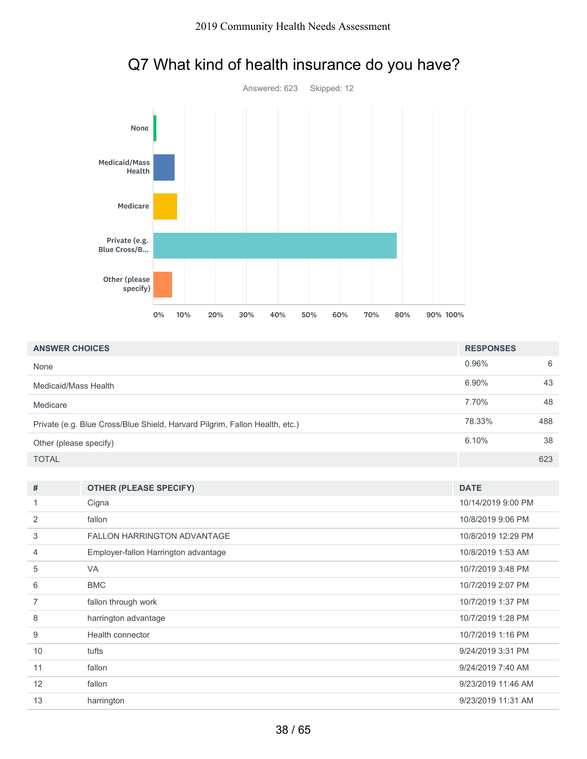# Q7 What kind of health insurance do you have?

Answered: 623 Skipped: 12

| ANSWER CHOICES | RESPONSES | |
|---|---|---|
| None | 0.96% | 6 |
| Medicaid/Mass Health | 6.90% | 43 |
| Medicare | 7.70% | 48 |
| Private (e.g. Blue Cross/Blue Shield, Harvard Pilgrim, Fallon Health, etc.) | 78.33% | 488 |
| Other (please specify) | 6.10% | 38 |
| TOTAL | | 623 |

| # | OTHER (PLEASE SPECIFY) | DATE |
|---|---|---|
| 1 | Cigna | 10/14/2019 9:00 PM |
| 2 | fallon | 10/8/2019 9:06 PM |
| 3 | FALLON HARRINGTON ADVANTAGE | 10/8/2019 12:29 PM |
| 4 | Employer-fallon Harrington advantage | 10/8/2019 1:53 AM |
| 5 | VA | 10/7/2019 3:48 PM |
| 6 | BMC | 10/7/2019 2:07 PM |
| 7 | fallon through work | 10/7/2019 1:37 PM |
| 8 | harrington advantage | 10/7/2019 1:28 PM |
| 9 | Health connector | 10/7/2019 1:16 PM |
| 10 | tufts | 9/24/2019 3:31 PM |
| 11 | fallon | 9/24/2019 7:40 AM |
| 12 | fallon | 9/23/2019 11:46 AM |
| 13 | harrington | 9/23/2019 11:31 AM |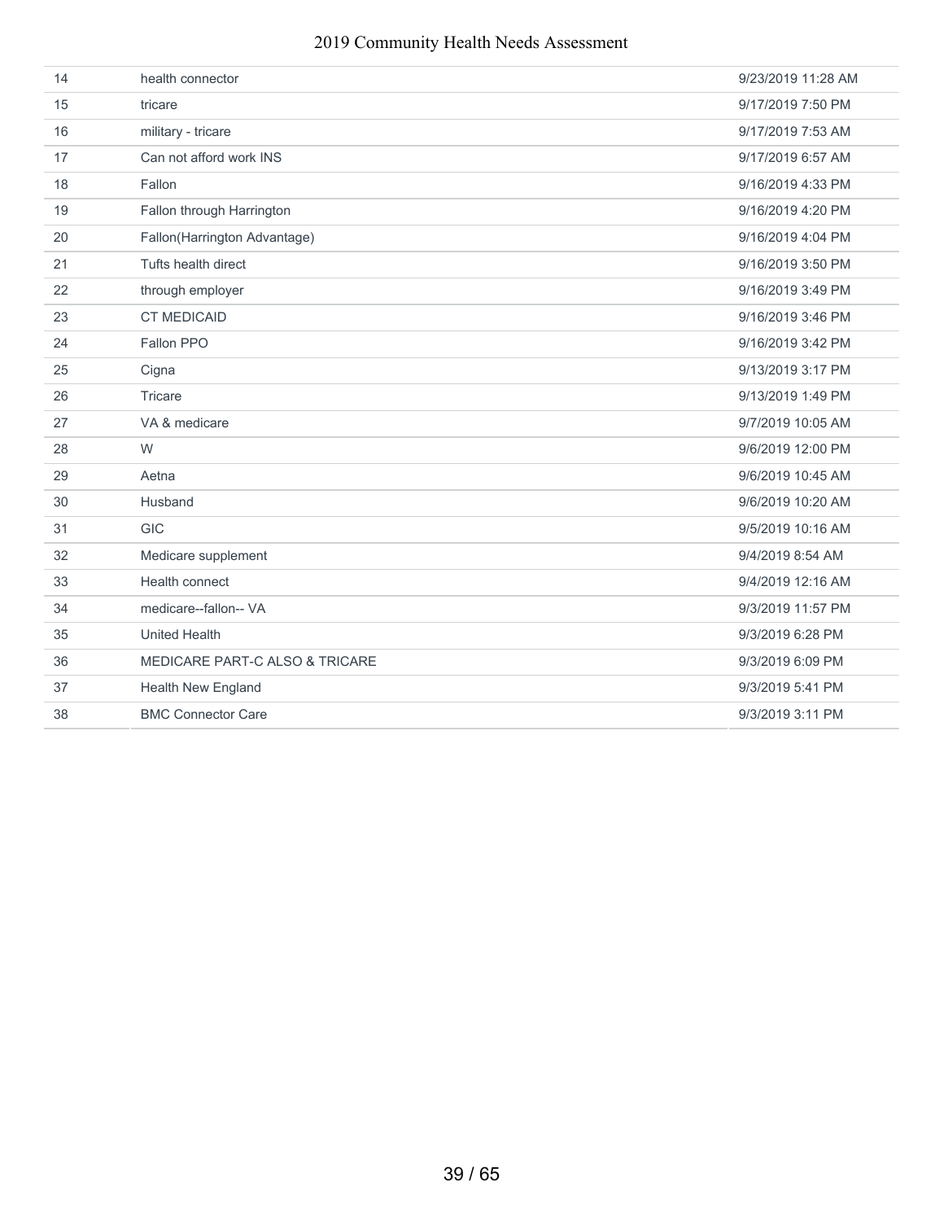| | | |
|---|---|---|
| 14 | health connector | 9/23/2019 11:28 AM |
| 15 | tricare | 9/17/2019 7:50 PM |
| 16 | military - tricare | 9/17/2019 7:53 AM |
| 17 | Can not afford work INS | 9/17/2019 6:57 AM |
| 18 | Fallon | 9/16/2019 4:33 PM |
| 19 | Fallon through Harrington | 9/16/2019 4:20 PM |
| 20 | Fallon(Harrington Advantage) | 9/16/2019 4:04 PM |
| 21 | Tufts health direct | 9/16/2019 3:50 PM |
| 22 | through employer | 9/16/2019 3:49 PM |
| 23 | CT MEDICAID | 9/16/2019 3:46 PM |
| 24 | Fallon PPO | 9/16/2019 3:42 PM |
| 25 | Cigna | 9/13/2019 3:17 PM |
| 26 | Tricare | 9/13/2019 1:49 PM |
| 27 | VA & medicare | 9/7/2019 10:05 AM |
| 28 | W | 9/6/2019 12:00 PM |
| 29 | Aetna | 9/6/2019 10:45 AM |
| 30 | Husband | 9/6/2019 10:20 AM |
| 31 | GIC | 9/5/2019 10:16 AM |
| 32 | Medicare supplement | 9/4/2019 8:54 AM |
| 33 | Health connect | 9/4/2019 12:16 AM |
| 34 | medicare--fallon-- VA | 9/3/2019 11:57 PM |
| 35 | United Health | 9/3/2019 6:28 PM |
| 36 | MEDICARE PART-C ALSO & TRICARE | 9/3/2019 6:09 PM |
| 37 | Health New England | 9/3/2019 5:41 PM |
| 38 | BMC Connector Care | 9/3/2019 3:11 PM |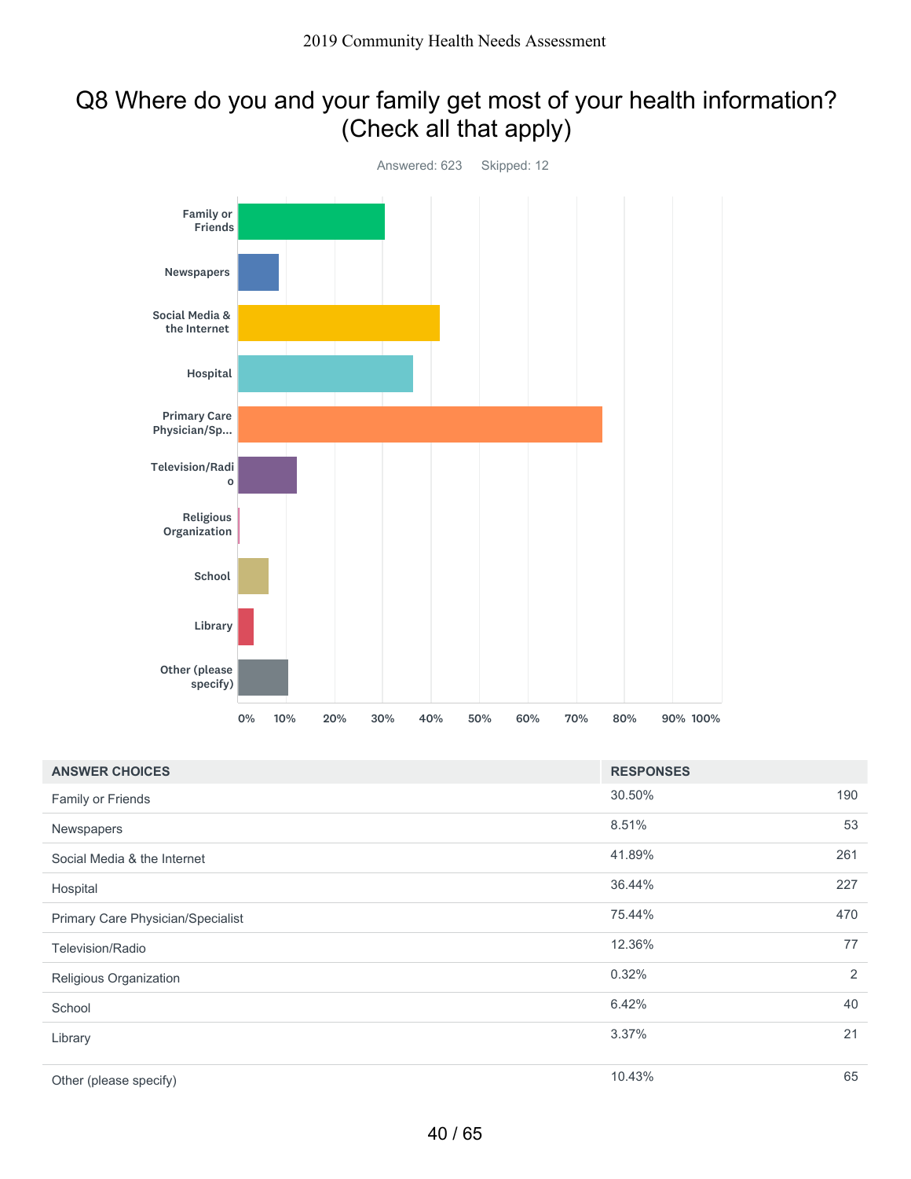# Q8 Where do you and your family get most of your health information? (Check all that apply)

Answered: 623 Skipped: 12

| ANSWER CHOICES | RESPONSES | |
|---|---|---|
| Family or Friends | 30.50% | 190 |
| Newspapers | 8.51% | 53 |
| Social Media & the Internet | 41.89% | 261 |
| Hospital | 36.44% | 227 |
| Primary Care Physician/Specialist | 75.44% | 470 |
| Television/Radio | 12.36% | 77 |
| Religious Organization | 0.32% | 2 |
| School | 6.42% | 40 |
| Library | 3.37% | 21 |
| Other (please specify) | 10.43% | 65 |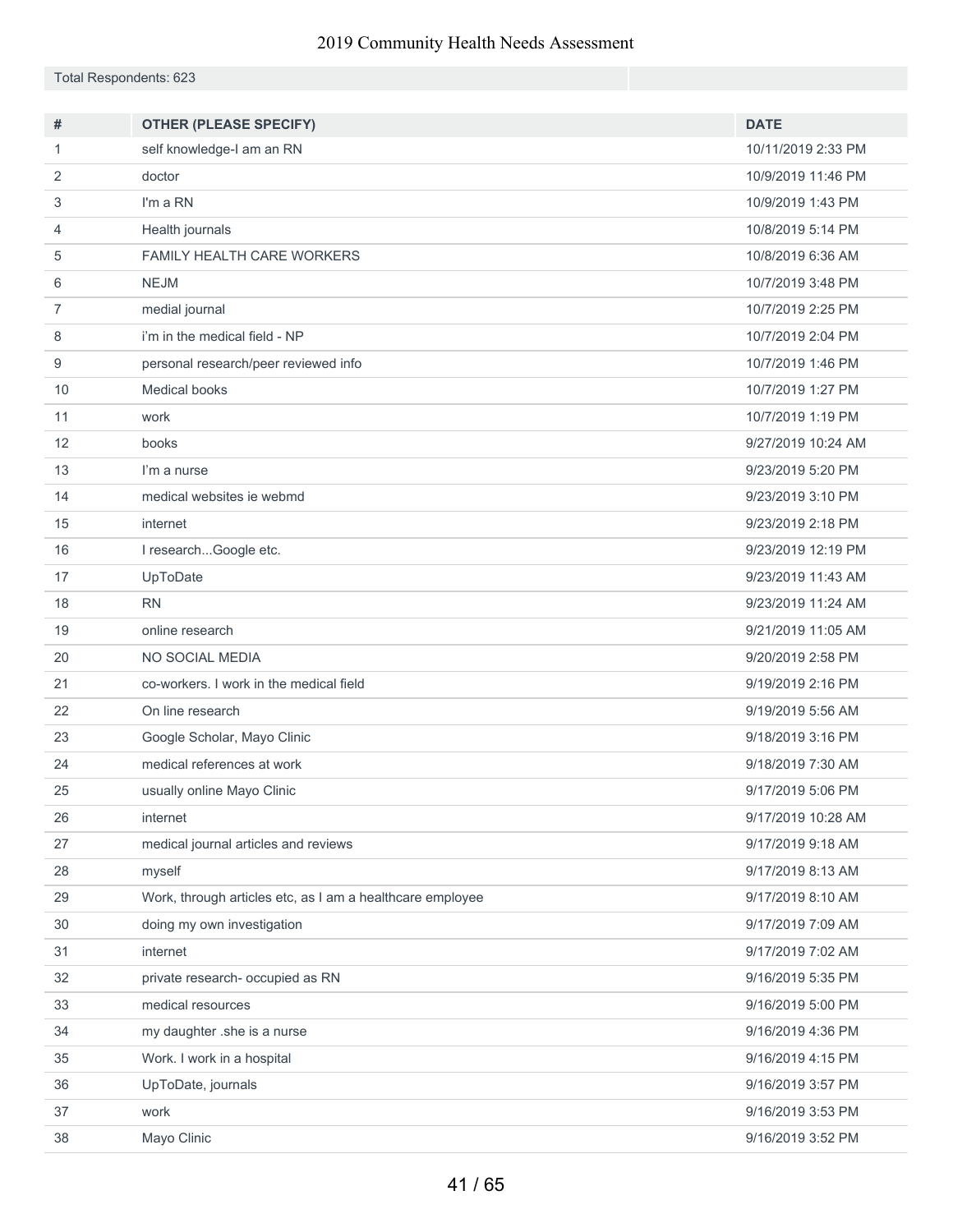Total Respondents: 623

| # | OTHER (PLEASE SPECIFY) | DATE |
|---|---|---|
| 1 | self knowledge-I am an RN | 10/11/2019 2:33 PM |
| 2 | doctor | 10/9/2019 11:46 PM |
| 3 | I'm a RN | 10/9/2019 1:43 PM |
| 4 | Health journals | 10/8/2019 5:14 PM |
| 5 | FAMILY HEALTH CARE WORKERS | 10/8/2019 6:36 AM |
| 6 | NEJM | 10/7/2019 3:48 PM |
| 7 | medial journal | 10/7/2019 2:25 PM |
| 8 | i'm in the medical field - NP | 10/7/2019 2:04 PM |
| 9 | personal research/peer reviewed info | 10/7/2019 1:46 PM |
| 10 | Medical books | 10/7/2019 1:27 PM |
| 11 | work | 10/7/2019 1:19 PM |
| 12 | books | 9/27/2019 10:24 AM |
| 13 | I'm a nurse | 9/23/2019 5:20 PM |
| 14 | medical websites ie webmd | 9/23/2019 3:10 PM |
| 15 | internet | 9/23/2019 2:18 PM |
| 16 | I research...Google etc. | 9/23/2019 12:19 PM |
| 17 | UpToDate | 9/23/2019 11:43 AM |
| 18 | RN | 9/23/2019 11:24 AM |
| 19 | online research | 9/21/2019 11:05 AM |
| 20 | NO SOCIAL MEDIA | 9/20/2019 2:58 PM |
| 21 | co-workers. I work in the medical field | 9/19/2019 2:16 PM |
| 22 | On line research | 9/19/2019 5:56 AM |
| 23 | Google Scholar, Mayo Clinic | 9/18/2019 3:16 PM |
| 24 | medical references at work | 9/18/2019 7:30 AM |
| 25 | usually online Mayo Clinic | 9/17/2019 5:06 PM |
| 26 | internet | 9/17/2019 10:28 AM |
| 27 | medical journal articles and reviews | 9/17/2019 9:18 AM |
| 28 | myself | 9/17/2019 8:13 AM |
| 29 | Work, through articles etc, as I am a healthcare employee | 9/17/2019 8:10 AM |
| 30 | doing my own investigation | 9/17/2019 7:09 AM |
| 31 | internet | 9/17/2019 7:02 AM |
| 32 | private research- occupied as RN | 9/16/2019 5:35 PM |
| 33 | medical resources | 9/16/2019 5:00 PM |
| 34 | my daughter .she is a nurse | 9/16/2019 4:36 PM |
| 35 | Work. I work in a hospital | 9/16/2019 4:15 PM |
| 36 | UpToDate, journals | 9/16/2019 3:57 PM |
| 37 | work | 9/16/2019 3:53 PM |
| 38 | Mayo Clinic | 9/16/2019 3:52 PM |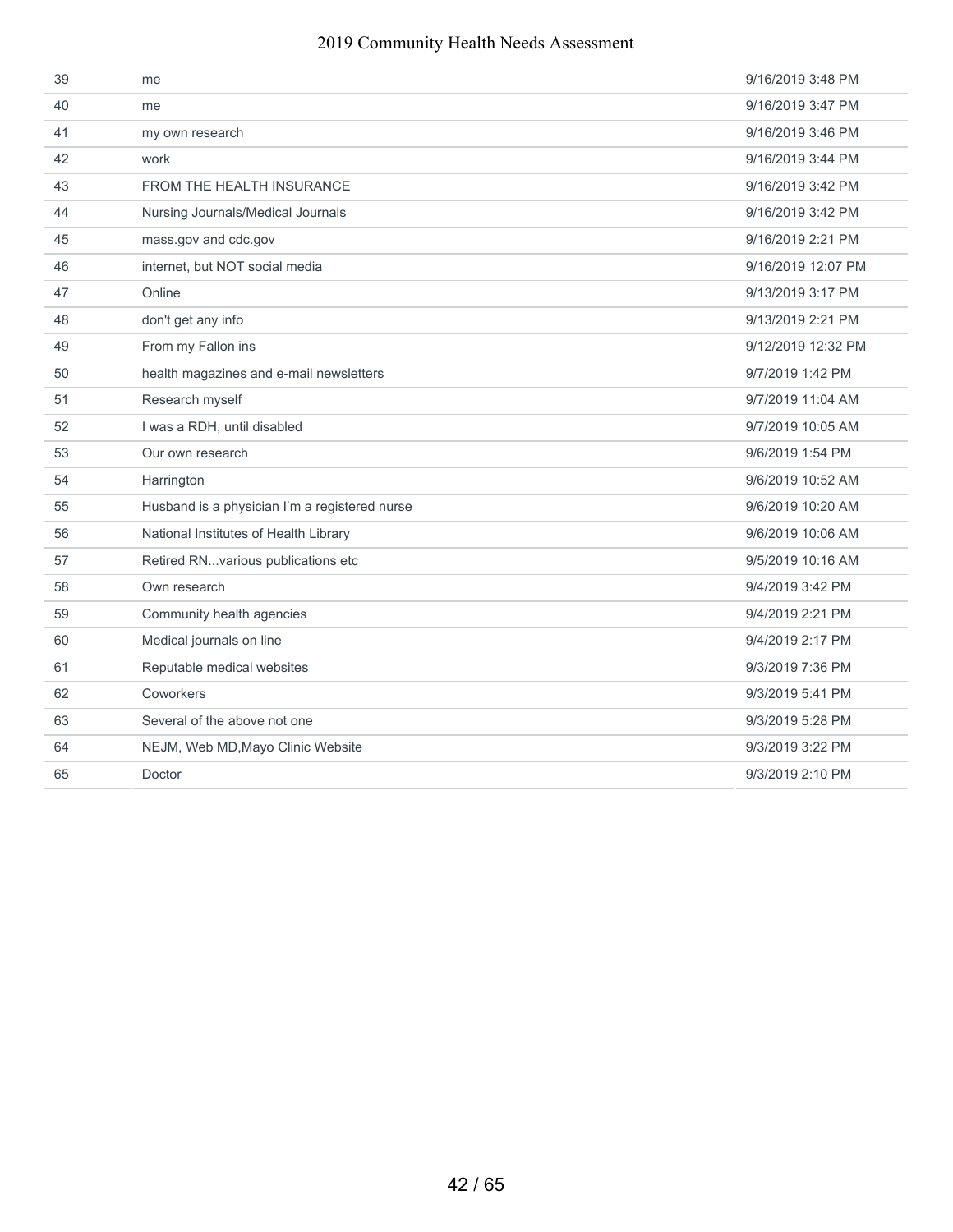| | | |
|---|---|---|
| 39 | me | 9/16/2019 3:48 PM |
| 40 | me | 9/16/2019 3:47 PM |
| 41 | my own research | 9/16/2019 3:46 PM |
| 42 | work | 9/16/2019 3:44 PM |
| 43 | FROM THE HEALTH INSURANCE | 9/16/2019 3:42 PM |
| 44 | Nursing Journals/Medical Journals | 9/16/2019 3:42 PM |
| 45 | mass.gov and cdc.gov | 9/16/2019 2:21 PM |
| 46 | internet, but NOT social media | 9/16/2019 12:07 PM |
| 47 | Online | 9/13/2019 3:17 PM |
| 48 | don't get any info | 9/13/2019 2:21 PM |
| 49 | From my Fallon ins | 9/12/2019 12:32 PM |
| 50 | health magazines and e-mail newsletters | 9/7/2019 1:42 PM |
| 51 | Research myself | 9/7/2019 11:04 AM |
| 52 | I was a RDH, until disabled | 9/7/2019 10:05 AM |
| 53 | Our own research | 9/6/2019 1:54 PM |
| 54 | Harrington | 9/6/2019 10:52 AM |
| 55 | Husband is a physician I'm a registered nurse | 9/6/2019 10:20 AM |
| 56 | National Institutes of Health Library | 9/6/2019 10:06 AM |
| 57 | Retired RN...various publications etc | 9/5/2019 10:16 AM |
| 58 | Own research | 9/4/2019 3:42 PM |
| 59 | Community health agencies | 9/4/2019 2:21 PM |
| 60 | Medical journals on line | 9/4/2019 2:17 PM |
| 61 | Reputable medical websites | 9/3/2019 7:36 PM |
| 62 | Coworkers | 9/3/2019 5:41 PM |
| 63 | Several of the above not one | 9/3/2019 5:28 PM |
| 64 | NEJM, Web MD,Mayo Clinic Website | 9/3/2019 3:22 PM |
| 65 | Doctor | 9/3/2019 2:10 PM |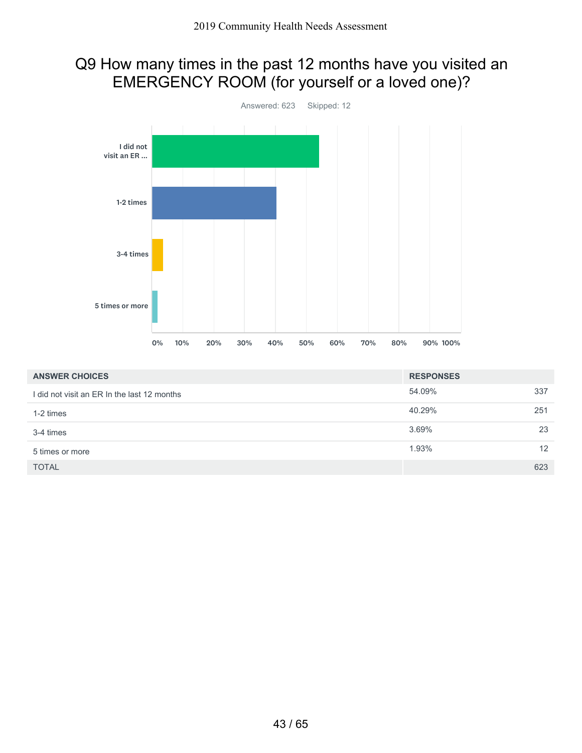# Q9 How many times in the past 12 months have you visited an EMERGENCY ROOM (for yourself or a loved one)?

Answered: 623 Skipped: 12

| ANSWER CHOICES | RESPONSES | |
|---|---|---|
| I did not visit an ER In the last 12 months | 54.09% | 337 |
| 1-2 times | 40.29% | 251 |
| 3-4 times | 3.69% | 23 |
| 5 times or more | 1.93% | 12 |
| TOTAL | | 623 |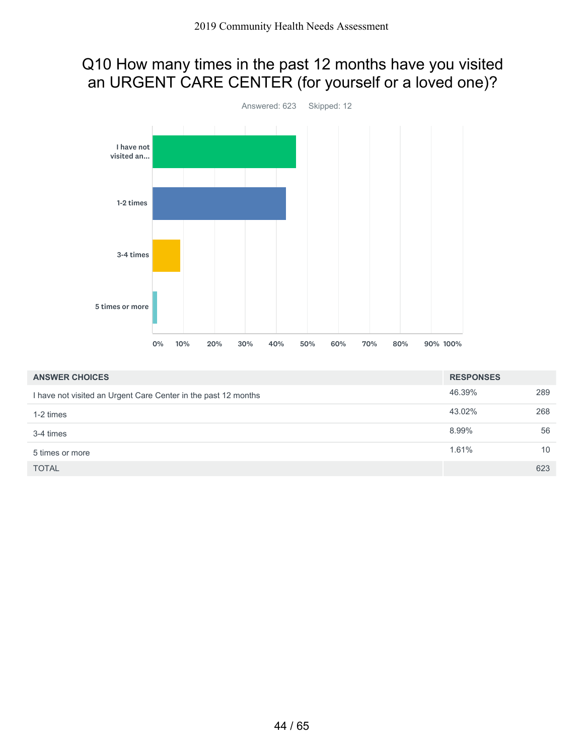## Q10 How many times in the past 12 months have you visited an URGENT CARE CENTER (for yourself or a loved one)?

Answered: 623 Skipped: 12

| ANSWER CHOICES | RESPONSES | |
|---|---|---|
| I have not visited an Urgent Care Center in the past 12 months | 46.39% | 289 |
| 1-2 times | 43.02% | 268 |
| 3-4 times | 8.99% | 56 |
| 5 times or more | 1.61% | 10 |
| TOTAL | | 623 |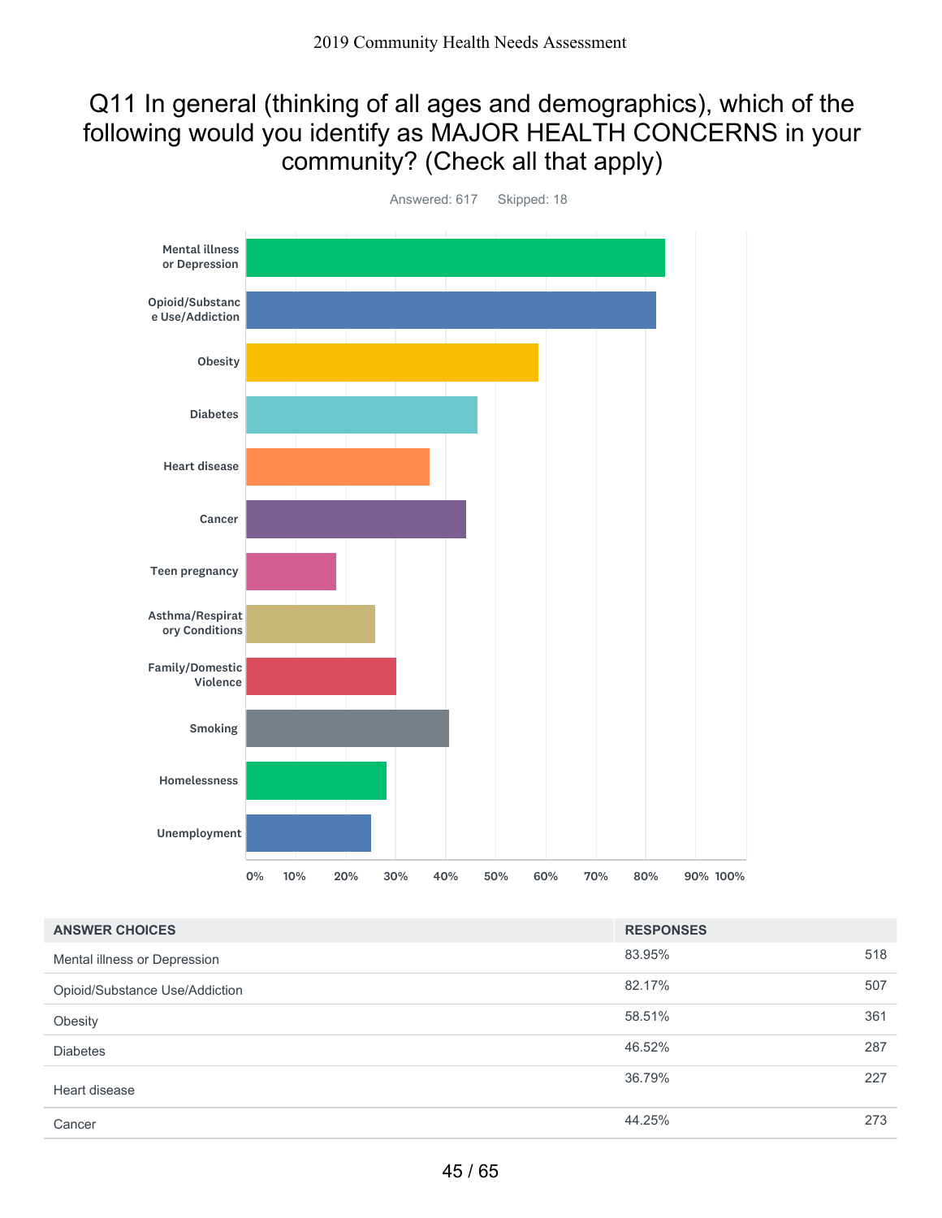# Q11 In general (thinking of all ages and demographics), which of the following would you identify as MAJOR HEALTH CONCERNS in your community? (Check all that apply)

Answered: 617 Skipped: 18

| ANSWER CHOICES | RESPONSES | |
|---|---|---|
| Mental illness or Depression | 83.95% | 518 |
| Opioid/Substance Use/Addiction | 82.17% | 507 |
| Obesity | 58.51% | 361 |
| Diabetes | 46.52% | 287 |
| Heart disease | 36.79% | 227 |
| Cancer | 44.25% | 273 |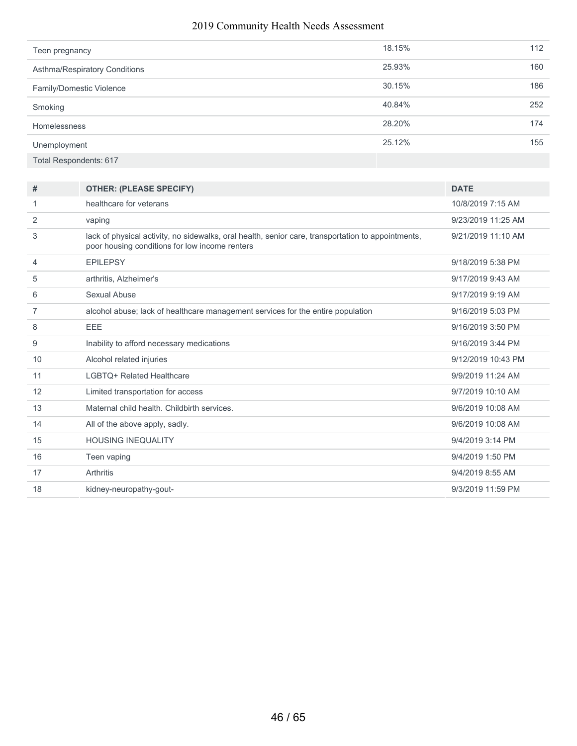| | | |
|---|---|---|
| Teen pregnancy | 18.15% | 112 |
| Asthma/Respiratory Conditions | 25.93% | 160 |
| Family/Domestic Violence | 30.15% | 186 |
| Smoking | 40.84% | 252 |
| Homelessness | 28.20% | 174 |
| Unemployment | 25.12% | 155 |
| Total Respondents: 617 | | |

| # | OTHER: (PLEASE SPECIFY) | DATE |
|---|---|---|
| 1 | healthcare for veterans | 10/8/2019 7:15 AM |
| 2 | vaping | 9/23/2019 11:25 AM |
| 3 | lack of physical activity, no sidewalks, oral health, senior care, transportation to appointments, poor housing conditions for low income renters | 9/21/2019 11:10 AM |
| 4 | EPILEPSY | 9/18/2019 5:38 PM |
| 5 | arthritis, Alzheimer's | 9/17/2019 9:43 AM |
| 6 | Sexual Abuse | 9/17/2019 9:19 AM |
| 7 | alcohol abuse; lack of healthcare management services for the entire population | 9/16/2019 5:03 PM |
| 8 | EEE | 9/16/2019 3:50 PM |
| 9 | Inability to afford necessary medications | 9/16/2019 3:44 PM |
| 10 | Alcohol related injuries | 9/12/2019 10:43 PM |
| 11 | LGBTQ+ Related Healthcare | 9/9/2019 11:24 AM |
| 12 | Limited transportation for access | 9/7/2019 10:10 AM |
| 13 | Maternal child health. Childbirth services. | 9/6/2019 10:08 AM |
| 14 | All of the above apply, sadly. | 9/6/2019 10:08 AM |
| 15 | HOUSING INEQUALITY | 9/4/2019 3:14 PM |
| 16 | Teen vaping | 9/4/2019 1:50 PM |
| 17 | Arthritis | 9/4/2019 8:55 AM |
| 18 | kidney-neuropathy-gout- | 9/3/2019 11:59 PM |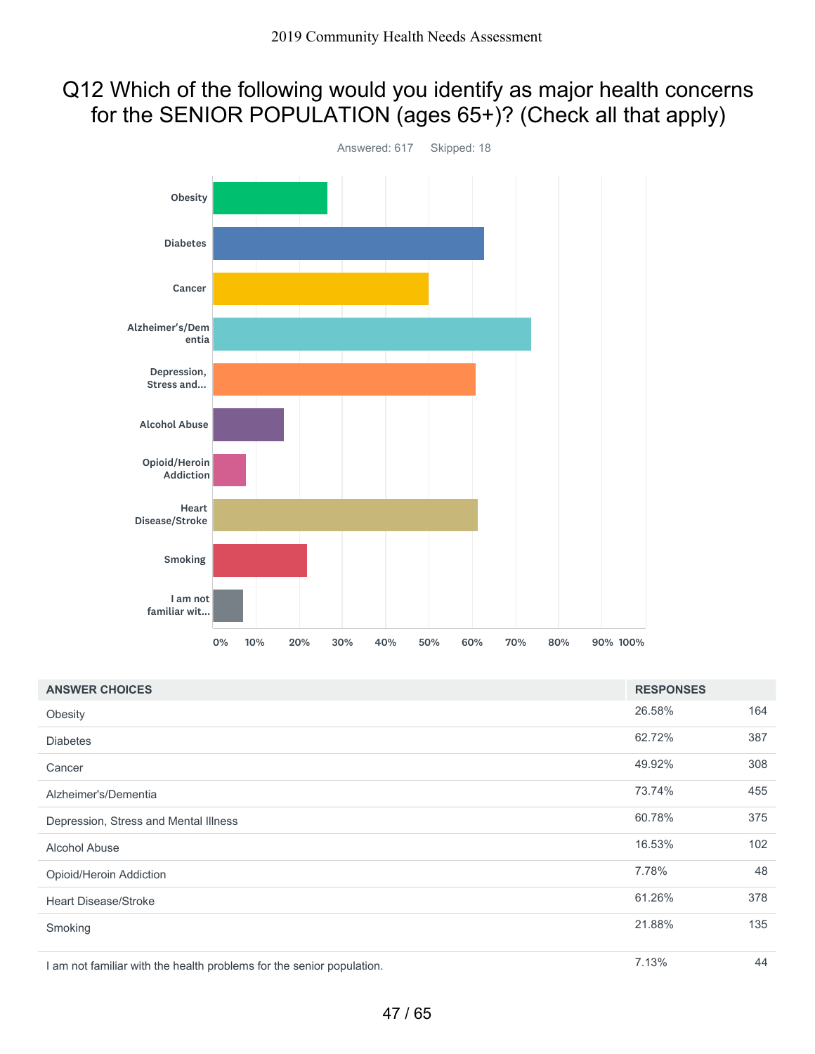# Q12 Which of the following would you identify as major health concerns for the SENIOR POPULATION (ages 65+)? (Check all that apply)

Answered: 617 Skipped: 18

| ANSWER CHOICES | RESPONSES | |
|---|---|---|
| Obesity | 26.58% | 164 |
| Diabetes | 62.72% | 387 |
| Cancer | 49.92% | 308 |
| Alzheimer's/Dementia | 73.74% | 455 |
| Depression, Stress and Mental Illness | 60.78% | 375 |
| Alcohol Abuse | 16.53% | 102 |
| Opioid/Heroin Addiction | 7.78% | 48 |
| Heart Disease/Stroke | 61.26% | 378 |
| Smoking | 21.88% | 135 |
| I am not familiar with the health problems for the senior population. | 7.13% | 44 |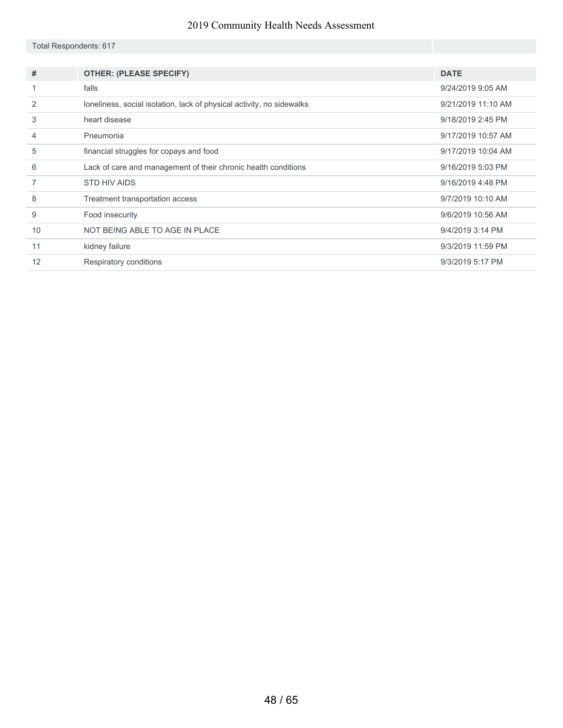Total Respondents: 617

| # | OTHER: (PLEASE SPECIFY) | DATE |
| --- | --- | --- |
| 1 | falls | 9/24/2019 9:05 AM |
| 2 | loneliness, social isolation, lack of physical activity, no sidewalks | 9/21/2019 11:10 AM |
| 3 | heart disease | 9/18/2019 2:45 PM |
| 4 | Pneumonia | 9/17/2019 10:57 AM |
| 5 | financial struggles for copays and food | 9/17/2019 10:04 AM |
| 6 | Lack of care and management of their chronic health conditions | 9/16/2019 5:03 PM |
| 7 | STD HIV AIDS | 9/16/2019 4:48 PM |
| 8 | Treatment transportation access | 9/7/2019 10:10 AM |
| 9 | Food insecurity | 9/6/2019 10:56 AM |
| 10 | NOT BEING ABLE TO AGE IN PLACE | 9/4/2019 3:14 PM |
| 11 | kidney failure | 9/3/2019 11:59 PM |
| 12 | Respiratory conditions | 9/3/2019 5:17 PM |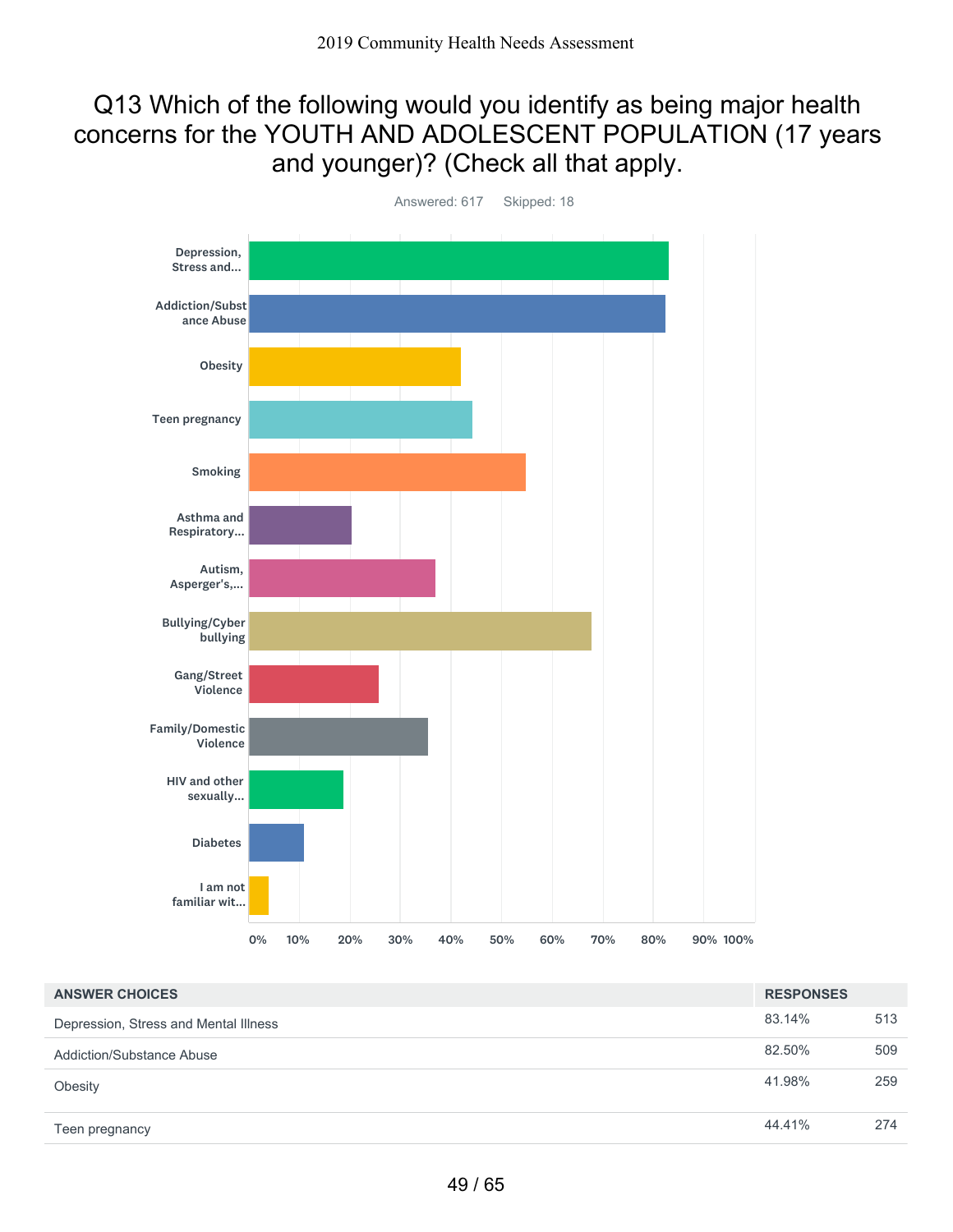# Q13 Which of the following would you identify as being major health concerns for the YOUTH AND ADOLESCENT POPULATION (17 years and younger)? (Check all that apply.

Answered: 617 Skipped: 18

Depression, Stress and...

Addiction/Substance Abuse

Obesity

Teen pregnancy

Smoking

Asthma and Respiratory...

Autism, Asperger's,...

Bullying/Cyber bullying

Gang/Street Violence

Family/Domestic Violence

HIV and other sexually...

Diabetes

I am not familiar wit...

0% 10% 20% 30% 40% 50% 60% 70% 80% 90% 100%

| ANSWER CHOICES | RESPONSES | |
|---|---|---|
| Depression, Stress and Mental Illness | 83.14% | 513 |
| Addiction/Substance Abuse | 82.50% | 509 |
| Obesity | 41.98% | 259 |
| Teen pregnancy | 44.41% | 274 |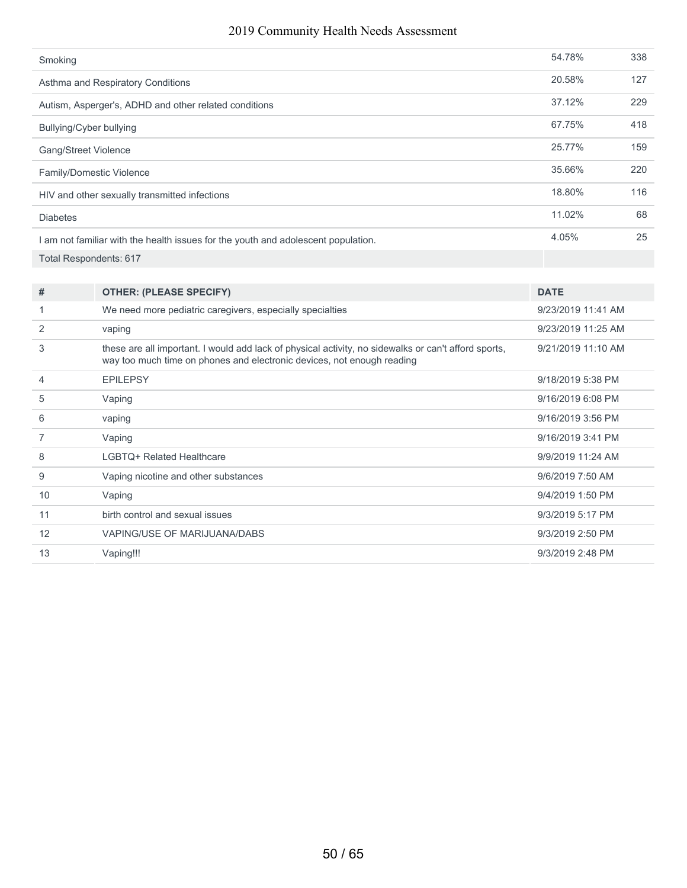| | | |
|---|---|---|
| Smoking | 54.78% | 338 |
| Asthma and Respiratory Conditions | 20.58% | 127 |
| Autism, Asperger's, ADHD and other related conditions | 37.12% | 229 |
| Bullying/Cyber bullying | 67.75% | 418 |
| Gang/Street Violence | 25.77% | 159 |
| Family/Domestic Violence | 35.66% | 220 |
| HIV and other sexually transmitted infections | 18.80% | 116 |
| Diabetes | 11.02% | 68 |
| I am not familiar with the health issues for the youth and adolescent population. | 4.05% | 25 |
| Total Respondents: 617 | | |

| # | OTHER: (PLEASE SPECIFY) | DATE |
|---|---|---|
| 1 | We need more pediatric caregivers, especially specialties | 9/23/2019 11:41 AM |
| 2 | vaping | 9/23/2019 11:25 AM |
| 3 | these are all important. I would add lack of physical activity, no sidewalks or can't afford sports, way too much time on phones and electronic devices, not enough reading | 9/21/2019 11:10 AM |
| 4 | EPILEPSY | 9/18/2019 5:38 PM |
| 5 | Vaping | 9/16/2019 6:08 PM |
| 6 | vaping | 9/16/2019 3:56 PM |
| 7 | Vaping | 9/16/2019 3:41 PM |
| 8 | LGBTQ+ Related Healthcare | 9/9/2019 11:24 AM |
| 9 | Vaping nicotine and other substances | 9/6/2019 7:50 AM |
| 10 | Vaping | 9/4/2019 1:50 PM |
| 11 | birth control and sexual issues | 9/3/2019 5:17 PM |
| 12 | VAPING/USE OF MARIJUANA/DABS | 9/3/2019 2:50 PM |
| 13 | Vaping!!! | 9/3/2019 2:48 PM |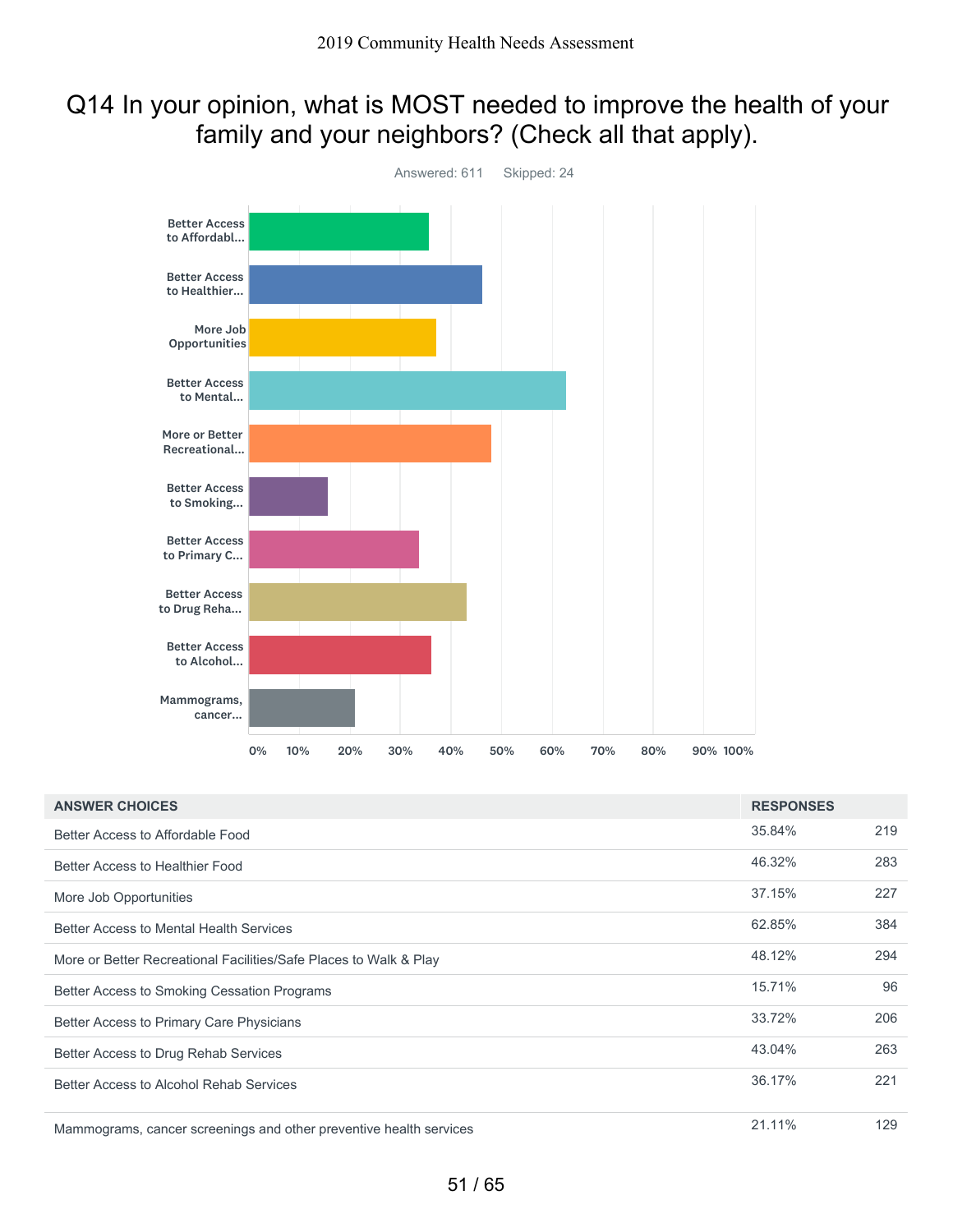# Q14 In your opinion, what is MOST needed to improve the health of your family and your neighbors? (Check all that apply).

Answered: 611 Skipped: 24

| ANSWER CHOICES | RESPONSES | |
|---|---|---|
| Better Access to Affordable Food | 35.84% | 219 |
| Better Access to Healthier Food | 46.32% | 283 |
| More Job Opportunities | 37.15% | 227 |
| Better Access to Mental Health Services | 62.85% | 384 |
| More or Better Recreational Facilities/Safe Places to Walk & Play | 48.12% | 294 |
| Better Access to Smoking Cessation Programs | 15.71% | 96 |
| Better Access to Primary Care Physicians | 33.72% | 206 |
| Better Access to Drug Rehab Services | 43.04% | 263 |
| Better Access to Alcohol Rehab Services | 36.17% | 221 |
| Mammograms, cancer screenings and other preventive health services | 21.11% | 129 |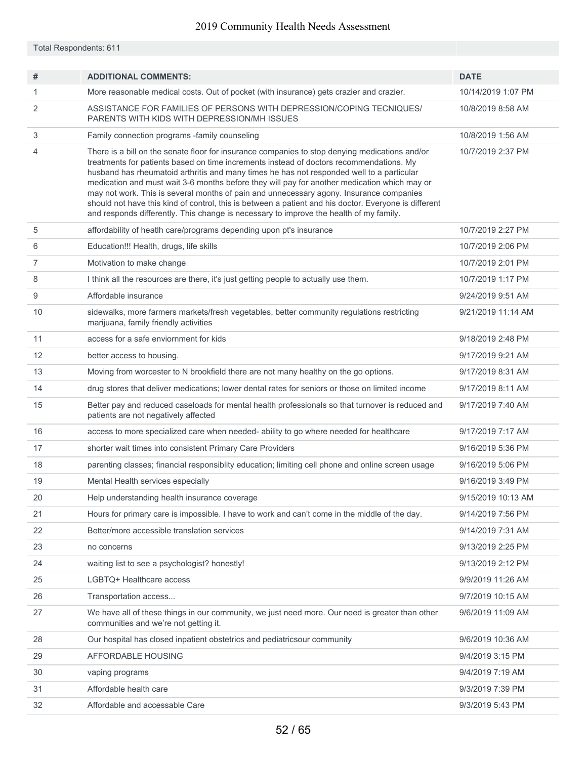Total Respondents: 611

| # | ADDITIONAL COMMENTS: | DATE |
|---|---|---|
| 1 | More reasonable medical costs. Out of pocket (with insurance) gets crazier and crazier. | 10/14/2019 1:07 PM |
| 2 | ASSISTANCE FOR FAMILIES OF PERSONS WITH DEPRESSION/COPING TECNIQUES/ PARENTS WITH KIDS WITH DEPRESSION/MH ISSUES | 10/8/2019 8:58 AM |
| 3 | Family connection programs -family counseling | 10/8/2019 1:56 AM |
| 4 | There is a bill on the senate floor for insurance companies to stop denying medications and/or treatments for patients based on time increments instead of doctors recommendations. My husband has rheumatoid arthritis and many times he has not responded well to a particular medication and must wait 3-6 months before they will pay for another medication which may or may not work. This is several months of pain and unnecessary agony. Insurance companies should not have this kind of control, this is between a patient and his doctor. Everyone is different and responds differently. This change is necessary to improve the health of my family. | 10/7/2019 2:37 PM |
| 5 | affordability of heatlh care/programs depending upon pt's insurance | 10/7/2019 2:27 PM |
| 6 | Education!!! Health, drugs, life skills | 10/7/2019 2:06 PM |
| 7 | Motivation to make change | 10/7/2019 2:01 PM |
| 8 | I think all the resources are there, it's just getting people to actually use them. | 10/7/2019 1:17 PM |
| 9 | Affordable insurance | 9/24/2019 9:51 AM |
| 10 | sidewalks, more farmers markets/fresh vegetables, better community regulations restricting marijuana, family friendly activities | 9/21/2019 11:14 AM |
| 11 | access for a safe enviornment for kids | 9/18/2019 2:48 PM |
| 12 | better access to housing. | 9/17/2019 9:21 AM |
| 13 | Moving from worcester to N brookfield there are not many healthy on the go options. | 9/17/2019 8:31 AM |
| 14 | drug stores that deliver medications; lower dental rates for seniors or those on limited income | 9/17/2019 8:11 AM |
| 15 | Better pay and reduced caseloads for mental health professionals so that turnover is reduced and patients are not negatively affected | 9/17/2019 7:40 AM |
| 16 | access to more specialized care when needed- ability to go where needed for healthcare | 9/17/2019 7:17 AM |
| 17 | shorter wait times into consistent Primary Care Providers | 9/16/2019 5:36 PM |
| 18 | parenting classes; financial responsiblity education; limiting cell phone and online screen usage | 9/16/2019 5:06 PM |
| 19 | Mental Health services especially | 9/16/2019 3:49 PM |
| 20 | Help understanding health insurance coverage | 9/15/2019 10:13 AM |
| 21 | Hours for primary care is impossible. I have to work and can't come in the middle of the day. | 9/14/2019 7:56 PM |
| 22 | Better/more accessible translation services | 9/14/2019 7:31 AM |
| 23 | no concerns | 9/13/2019 2:25 PM |
| 24 | waiting list to see a psychologist? honestly! | 9/13/2019 2:12 PM |
| 25 | LGBTQ+ Healthcare access | 9/9/2019 11:26 AM |
| 26 | Transportation access... | 9/7/2019 10:15 AM |
| 27 | We have all of these things in our community, we just need more. Our need is greater than other communities and we're not getting it. | 9/6/2019 11:09 AM |
| 28 | Our hospital has closed inpatient obstetrics and pediatricsour community | 9/6/2019 10:36 AM |
| 29 | AFFORDABLE HOUSING | 9/4/2019 3:15 PM |
| 30 | vaping programs | 9/4/2019 7:19 AM |
| 31 | Affordable health care | 9/3/2019 7:39 PM |
| 32 | Affordable and accessable Care | 9/3/2019 5:43 PM |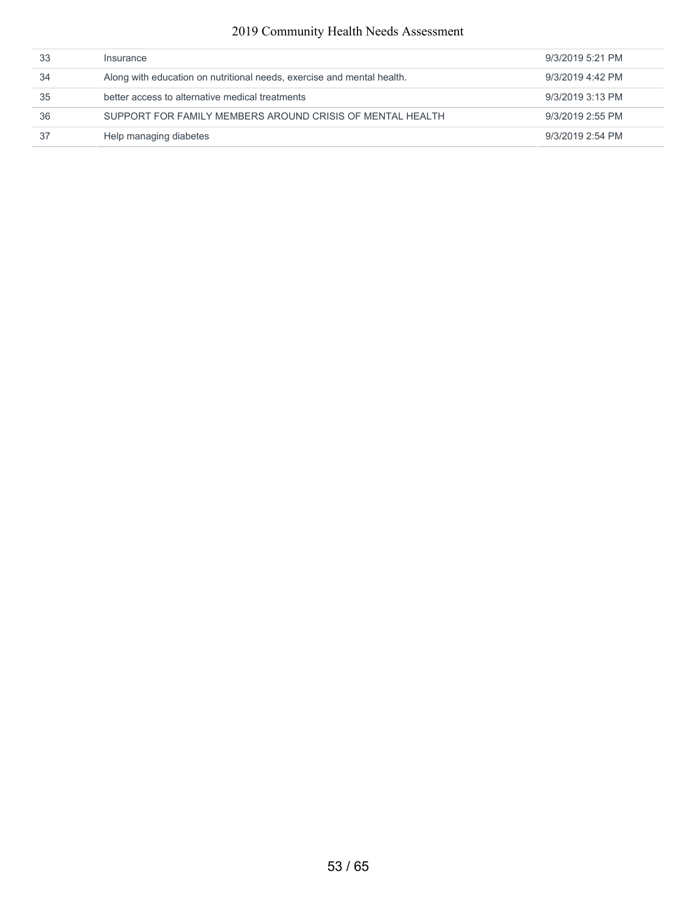| | | |
|---|---|---|
| 33 | Insurance | 9/3/2019 5:21 PM |
| 34 | Along with education on nutritional needs, exercise and mental health. | 9/3/2019 4:42 PM |
| 35 | better access to alternative medical treatments | 9/3/2019 3:13 PM |
| 36 | SUPPORT FOR FAMILY MEMBERS AROUND CRISIS OF MENTAL HEALTH | 9/3/2019 2:55 PM |
| 37 | Help managing diabetes | 9/3/2019 2:54 PM |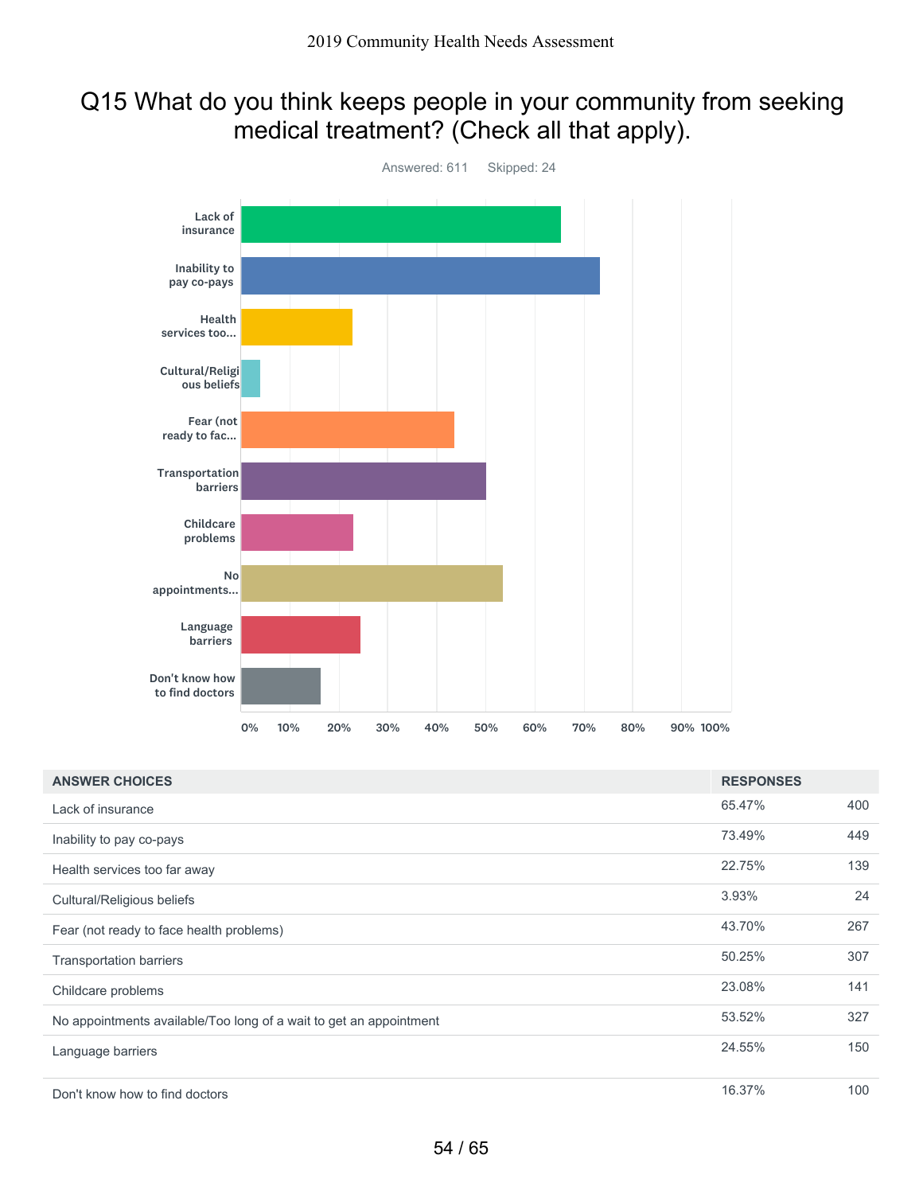# Q15 What do you think keeps people in your community from seeking medical treatment? (Check all that apply).

Answered: 611 Skipped: 24

| ANSWER CHOICES | RESPONSES | |
|---|---|---|
| Lack of insurance | 65.47% | 400 |
| Inability to pay co-pays | 73.49% | 449 |
| Health services too far away | 22.75% | 139 |
| Cultural/Religious beliefs | 3.93% | 24 |
| Fear (not ready to face health problems) | 43.70% | 267 |
| Transportation barriers | 50.25% | 307 |
| Childcare problems | 23.08% | 141 |
| No appointments available/Too long of a wait to get an appointment | 53.52% | 327 |
| Language barriers | 24.55% | 150 |
| Don't know how to find doctors | 16.37% | 100 |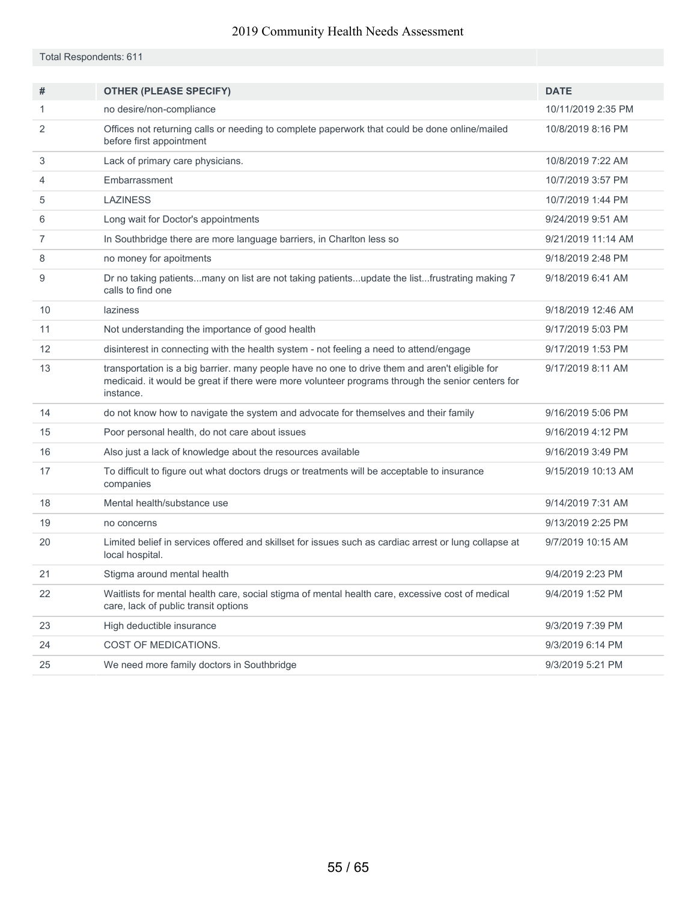Total Respondents: 611

| # | OTHER (PLEASE SPECIFY) | DATE |
|---|---|---|
| 1 | no desire/non-compliance | 10/11/2019 2:35 PM |
| 2 | Offices not returning calls or needing to complete paperwork that could be done online/mailed before first appointment | 10/8/2019 8:16 PM |
| 3 | Lack of primary care physicians. | 10/8/2019 7:22 AM |
| 4 | Embarrassment | 10/7/2019 3:57 PM |
| 5 | LAZINESS | 10/7/2019 1:44 PM |
| 6 | Long wait for Doctor's appointments | 9/24/2019 9:51 AM |
| 7 | In Southbridge there are more language barriers, in Charlton less so | 9/21/2019 11:14 AM |
| 8 | no money for apoitments | 9/18/2019 2:48 PM |
| 9 | Dr no taking patients...many on list are not taking patients...update the list...frustrating making 7 calls to find one | 9/18/2019 6:41 AM |
| 10 | laziness | 9/18/2019 12:46 AM |
| 11 | Not understanding the importance of good health | 9/17/2019 5:03 PM |
| 12 | disinterest in connecting with the health system - not feeling a need to attend/engage | 9/17/2019 1:53 PM |
| 13 | transportation is a big barrier. many people have no one to drive them and aren't eligible for medicaid. it would be great if there were more volunteer programs through the senior centers for instance. | 9/17/2019 8:11 AM |
| 14 | do not know how to navigate the system and advocate for themselves and their family | 9/16/2019 5:06 PM |
| 15 | Poor personal health, do not care about issues | 9/16/2019 4:12 PM |
| 16 | Also just a lack of knowledge about the resources available | 9/16/2019 3:49 PM |
| 17 | To difficult to figure out what doctors drugs or treatments will be acceptable to insurance companies | 9/15/2019 10:13 AM |
| 18 | Mental health/substance use | 9/14/2019 7:31 AM |
| 19 | no concerns | 9/13/2019 2:25 PM |
| 20 | Limited belief in services offered and skillset for issues such as cardiac arrest or lung collapse at local hospital. | 9/7/2019 10:15 AM |
| 21 | Stigma around mental health | 9/4/2019 2:23 PM |
| 22 | Waitlists for mental health care, social stigma of mental health care, excessive cost of medical care, lack of public transit options | 9/4/2019 1:52 PM |
| 23 | High deductible insurance | 9/3/2019 7:39 PM |
| 24 | COST OF MEDICATIONS. | 9/3/2019 6:14 PM |
| 25 | We need more family doctors in Southbridge | 9/3/2019 5:21 PM |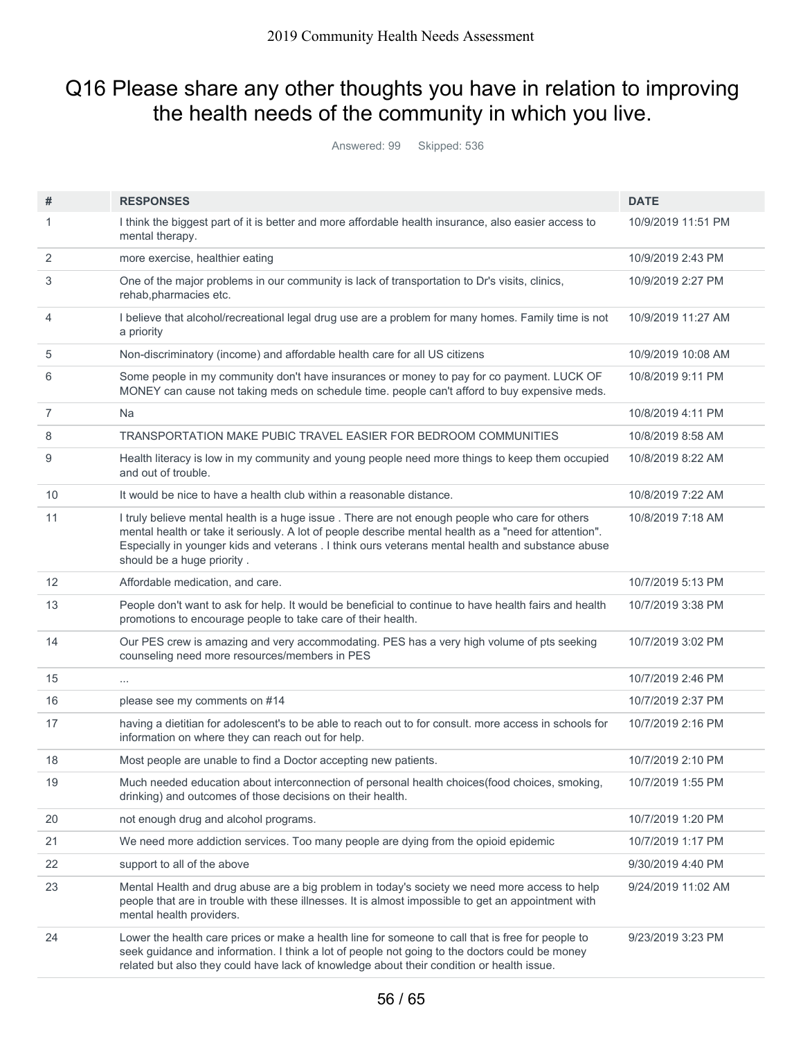# Q16 Please share any other thoughts you have in relation to improving the health needs of the community in which you live.

Answered: 99 Skipped: 536

| # | RESPONSES | DATE |
|---|---|---|
| 1 | I think the biggest part of it is better and more affordable health insurance, also easier access to mental therapy. | 10/9/2019 11:51 PM |
| 2 | more exercise, healthier eating | 10/9/2019 2:43 PM |
| 3 | One of the major problems in our community is lack of transportation to Dr's visits, clinics, rehab,pharmacies etc. | 10/9/2019 2:27 PM |
| 4 | I believe that alcohol/recreational legal drug use are a problem for many homes. Family time is not a priority | 10/9/2019 11:27 AM |
| 5 | Non-discriminatory (income) and affordable health care for all US citizens | 10/9/2019 10:08 AM |
| 6 | Some people in my community don't have insurances or money to pay for co payment. LUCK OF MONEY can cause not taking meds on schedule time. people can't afford to buy expensive meds. | 10/8/2019 9:11 PM |
| 7 | Na | 10/8/2019 4:11 PM |
| 8 | TRANSPORTATION MAKE PUBIC TRAVEL EASIER FOR BEDROOM COMMUNITIES | 10/8/2019 8:58 AM |
| 9 | Health literacy is low in my community and young people need more things to keep them occupied and out of trouble. | 10/8/2019 8:22 AM |
| 10 | It would be nice to have a health club within a reasonable distance. | 10/8/2019 7:22 AM |
| 11 | I truly believe mental health is a huge issue . There are not enough people who care for others mental health or take it seriously. A lot of people describe mental health as a "need for attention". Especially in younger kids and veterans . I think ours veterans mental health and substance abuse should be a huge priority . | 10/8/2019 7:18 AM |
| 12 | Affordable medication, and care. | 10/7/2019 5:13 PM |
| 13 | People don't want to ask for help. It would be beneficial to continue to have health fairs and health promotions to encourage people to take care of their health. | 10/7/2019 3:38 PM |
| 14 | Our PES crew is amazing and very accommodating. PES has a very high volume of pts seeking counseling need more resources/members in PES | 10/7/2019 3:02 PM |
| 15 | ... | 10/7/2019 2:46 PM |
| 16 | please see my comments on #14 | 10/7/2019 2:37 PM |
| 17 | having a dietitian for adolescent's to be able to reach out to for consult. more access in schools for information on where they can reach out for help. | 10/7/2019 2:16 PM |
| 18 | Most people are unable to find a Doctor accepting new patients. | 10/7/2019 2:10 PM |
| 19 | Much needed education about interconnection of personal health choices(food choices, smoking, drinking) and outcomes of those decisions on their health. | 10/7/2019 1:55 PM |
| 20 | not enough drug and alcohol programs. | 10/7/2019 1:20 PM |
| 21 | We need more addiction services. Too many people are dying from the opioid epidemic | 10/7/2019 1:17 PM |
| 22 | support to all of the above | 9/30/2019 4:40 PM |
| 23 | Mental Health and drug abuse are a big problem in today's society we need more access to help people that are in trouble with these illnesses. It is almost impossible to get an appointment with mental health providers. | 9/24/2019 11:02 AM |
| 24 | Lower the health care prices or make a health line for someone to call that is free for people to seek guidance and information. I think a lot of people not going to the doctors could be money related but also they could have lack of knowledge about their condition or health issue. | 9/23/2019 3:23 PM |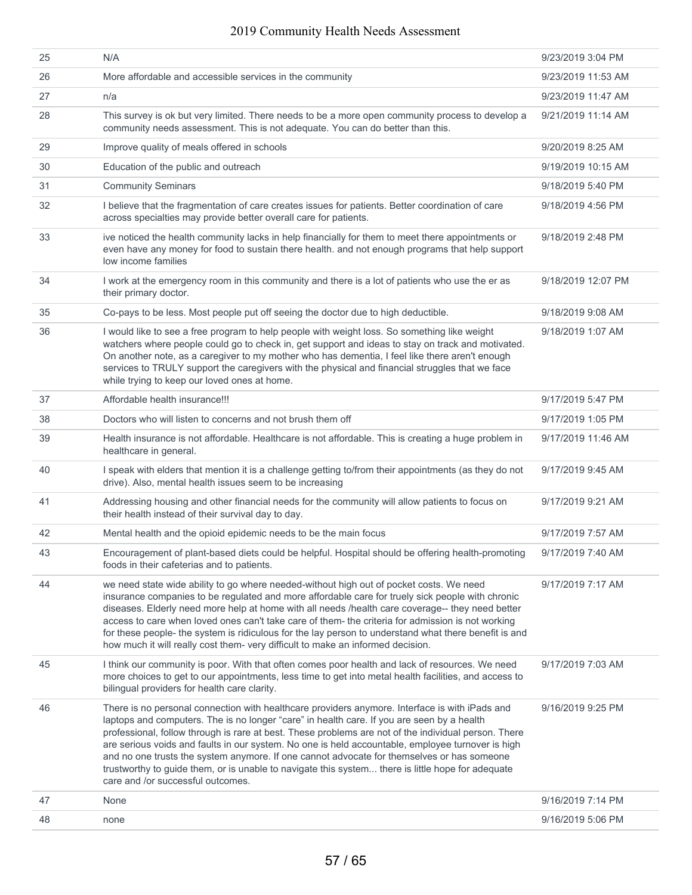| 25 | N/A | 9/23/2019 3:04 PM |
|---|---|---|
| 26 | More affordable and accessible services in the community | 9/23/2019 11:53 AM |
| 27 | n/a | 9/23/2019 11:47 AM |
| 28 | This survey is ok but very limited. There needs to be a more open community process to develop a community needs assessment. This is not adequate. You can do better than this. | 9/21/2019 11:14 AM |
| 29 | Improve quality of meals offered in schools | 9/20/2019 8:25 AM |
| 30 | Education of the public and outreach | 9/19/2019 10:15 AM |
| 31 | Community Seminars | 9/18/2019 5:40 PM |
| 32 | I believe that the fragmentation of care creates issues for patients. Better coordination of care across specialties may provide better overall care for patients. | 9/18/2019 4:56 PM |
| 33 | ive noticed the health community lacks in help financially for them to meet there appointments or even have any money for food to sustain there health. and not enough programs that help support low income families | 9/18/2019 2:48 PM |
| 34 | I work at the emergency room in this community and there is a lot of patients who use the er as their primary doctor. | 9/18/2019 12:07 PM |
| 35 | Co-pays to be less. Most people put off seeing the doctor due to high deductible. | 9/18/2019 9:08 AM |
| 36 | I would like to see a free program to help people with weight loss. So something like weight watchers where people could go to check in, get support and ideas to stay on track and motivated. On another note, as a caregiver to my mother who has dementia, I feel like there aren't enough services to TRULY support the caregivers with the physical and financial struggles that we face while trying to keep our loved ones at home. | 9/18/2019 1:07 AM |
| 37 | Affordable health insurance!!! | 9/17/2019 5:47 PM |
| 38 | Doctors who will listen to concerns and not brush them off | 9/17/2019 1:05 PM |
| 39 | Health insurance is not affordable. Healthcare is not affordable. This is creating a huge problem in healthcare in general. | 9/17/2019 11:46 AM |
| 40 | I speak with elders that mention it is a challenge getting to/from their appointments (as they do not drive). Also, mental health issues seem to be increasing | 9/17/2019 9:45 AM |
| 41 | Addressing housing and other financial needs for the community will allow patients to focus on their health instead of their survival day to day. | 9/17/2019 9:21 AM |
| 42 | Mental health and the opioid epidemic needs to be the main focus | 9/17/2019 7:57 AM |
| 43 | Encouragement of plant-based diets could be helpful. Hospital should be offering health-promoting foods in their cafeterias and to patients. | 9/17/2019 7:40 AM |
| 44 | we need state wide ability to go where needed-without high out of pocket costs. We need insurance companies to be regulated and more affordable care for truely sick people with chronic diseases. Elderly need more help at home with all needs /health care coverage-- they need better access to care when loved ones can't take care of them- the criteria for admission is not working for these people- the system is ridiculous for the lay person to understand what there benefit is and how much it will really cost them- very difficult to make an informed decision. | 9/17/2019 7:17 AM |
| 45 | I think our community is poor. With that often comes poor health and lack of resources. We need more choices to get to our appointments, less time to get into metal health facilities, and access to bilingual providers for health care clarity. | 9/17/2019 7:03 AM |
| 46 | There is no personal connection with healthcare providers anymore. Interface is with iPads and laptops and computers. The is no longer "care" in health care. If you are seen by a health professional, follow through is rare at best. These problems are not of the individual person. There are serious voids and faults in our system. No one is held accountable, employee turnover is high and no one trusts the system anymore. If one cannot advocate for themselves or has someone trustworthy to guide them, or is unable to navigate this system... there is little hope for adequate care and /or successful outcomes. | 9/16/2019 9:25 PM |
| 47 | None | 9/16/2019 7:14 PM |
| 48 | none | 9/16/2019 5:06 PM |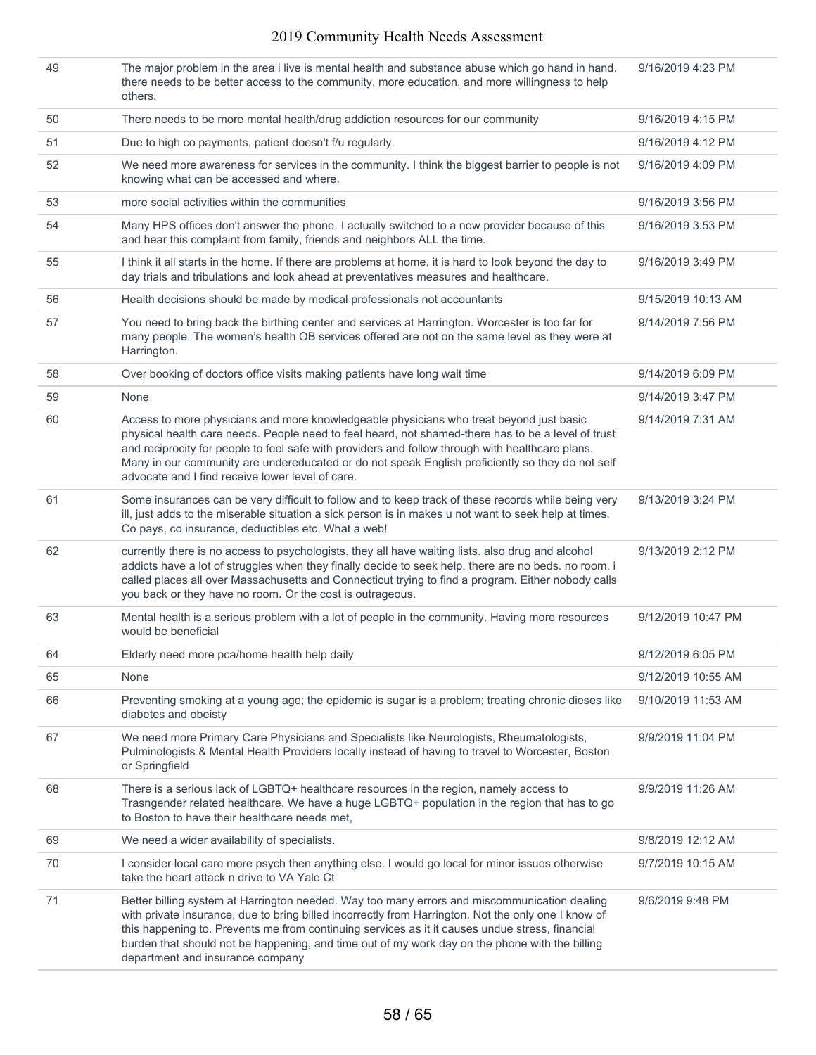| | | |
|---|---|---|
| 49 | The major problem in the area i live is mental health and substance abuse which go hand in hand. there needs to be better access to the community, more education, and more willingness to help others. | 9/16/2019 4:23 PM |
| 50 | There needs to be more mental health/drug addiction resources for our community | 9/16/2019 4:15 PM |
| 51 | Due to high co payments, patient doesn't f/u regularly. | 9/16/2019 4:12 PM |
| 52 | We need more awareness for services in the community. I think the biggest barrier to people is not knowing what can be accessed and where. | 9/16/2019 4:09 PM |
| 53 | more social activities within the communities | 9/16/2019 3:56 PM |
| 54 | Many HPS offices don't answer the phone. I actually switched to a new provider because of this and hear this complaint from family, friends and neighbors ALL the time. | 9/16/2019 3:53 PM |
| 55 | I think it all starts in the home. If there are problems at home, it is hard to look beyond the day to day trials and tribulations and look ahead at preventatives measures and healthcare. | 9/16/2019 3:49 PM |
| 56 | Health decisions should be made by medical professionals not accountants | 9/15/2019 10:13 AM |
| 57 | You need to bring back the birthing center and services at Harrington. Worcester is too far for many people. The women's health OB services offered are not on the same level as they were at Harrington. | 9/14/2019 7:56 PM |
| 58 | Over booking of doctors office visits making patients have long wait time | 9/14/2019 6:09 PM |
| 59 | None | 9/14/2019 3:47 PM |
| 60 | Access to more physicians and more knowledgeable physicians who treat beyond just basic physical health care needs. People need to feel heard, not shamed-there has to be a level of trust and reciprocity for people to feel safe with providers and follow through with healthcare plans. Many in our community are undereducated or do not speak English proficiently so they do not self advocate and I find receive lower level of care. | 9/14/2019 7:31 AM |
| 61 | Some insurances can be very difficult to follow and to keep track of these records while being very ill, just adds to the miserable situation a sick person is in makes u not want to seek help at times. Co pays, co insurance, deductibles etc. What a web! | 9/13/2019 3:24 PM |
| 62 | currently there is no access to psychologists. they all have waiting lists. also drug and alcohol addicts have a lot of struggles when they finally decide to seek help. there are no beds. no room. i called places all over Massachusetts and Connecticut trying to find a program. Either nobody calls you back or they have no room. Or the cost is outrageous. | 9/13/2019 2:12 PM |
| 63 | Mental health is a serious problem with a lot of people in the community. Having more resources would be beneficial | 9/12/2019 10:47 PM |
| 64 | Elderly need more pca/home health help daily | 9/12/2019 6:05 PM |
| 65 | None | 9/12/2019 10:55 AM |
| 66 | Preventing smoking at a young age; the epidemic is sugar is a problem; treating chronic dieses like diabetes and obeisty | 9/10/2019 11:53 AM |
| 67 | We need more Primary Care Physicians and Specialists like Neurologists, Rheumatologists, Pulminologists & Mental Health Providers locally instead of having to travel to Worcester, Boston or Springfield | 9/9/2019 11:04 PM |
| 68 | There is a serious lack of LGBTQ+ healthcare resources in the region, namely access to Trasngender related healthcare. We have a huge LGBTQ+ population in the region that has to go to Boston to have their healthcare needs met, | 9/9/2019 11:26 AM |
| 69 | We need a wider availability of specialists. | 9/8/2019 12:12 AM |
| 70 | I consider local care more psych then anything else. I would go local for minor issues otherwise take the heart attack n drive to VA Yale Ct | 9/7/2019 10:15 AM |
| 71 | Better billing system at Harrington needed. Way too many errors and miscommunication dealing with private insurance, due to bring billed incorrectly from Harrington. Not the only one I know of this happening to. Prevents me from continuing services as it it causes undue stress, financial burden that should not be happening, and time out of my work day on the phone with the billing department and insurance company | 9/6/2019 9:48 PM |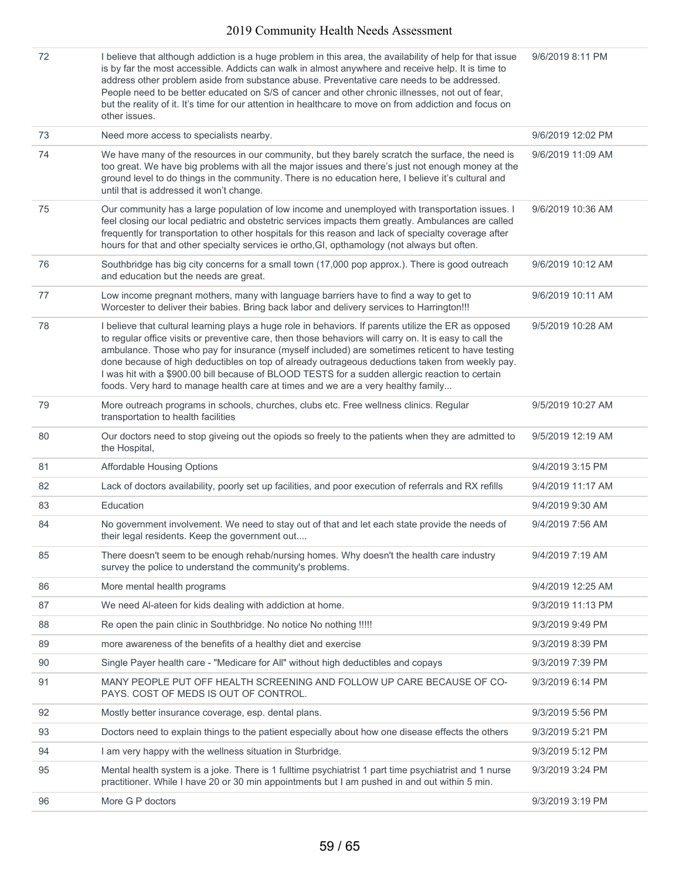| 72 | I believe that although addiction is a huge problem in this area, the availability of help for that issue is by far the most accessible. Addicts can walk in almost anywhere and receive help. It is time to address other problem aside from substance abuse. Preventative care needs to be addressed. People need to be better educated on S/S of cancer and other chronic illnesses, not out of fear, but the reality of it. It's time for our attention in healthcare to move on from addiction and focus on other issues. | 9/6/2019 8:11 PM |
|---|---|---|
| 73 | Need more access to specialists nearby. | 9/6/2019 12:02 PM |
| 74 | We have many of the resources in our community, but they barely scratch the surface, the need is too great. We have big problems with all the major issues and there's just not enough money at the ground level to do things in the community. There is no education here, I believe it's cultural and until that is addressed it won't change. | 9/6/2019 11:09 AM |
| 75 | Our community has a large population of low income and unemployed with transportation issues. I feel closing our local pediatric and obstetric services impacts them greatly. Ambulances are called frequently for transportation to other hospitals for this reason and lack of specialty coverage after hours for that and other specialty services ie ortho,GI, opthamology (not always but often. | 9/6/2019 10:36 AM |
| 76 | Southbridge has big city concerns for a small town (17,000 pop approx.). There is good outreach and education but the needs are great. | 9/6/2019 10:12 AM |
| 77 | Low income pregnant mothers, many with language barriers have to find a way to get to Worcester to deliver their babies. Bring back labor and delivery services to Harrington!!! | 9/6/2019 10:11 AM |
| 78 | I believe that cultural learning plays a huge role in behaviors. If parents utilize the ER as opposed to regular office visits or preventive care, then those behaviors will carry on. It is easy to call the ambulance. Those who pay for insurance (myself included) are sometimes reticent to have testing done because of high deductibles on top of already outrageous deductions taken from weekly pay. I was hit with a $900.00 bill because of BLOOD TESTS for a sudden allergic reaction to certain foods. Very hard to manage health care at times and we are a very healthy family... | 9/5/2019 10:28 AM |
| 79 | More outreach programs in schools, churches, clubs etc. Free wellness clinics. Regular transportation to health facilities | 9/5/2019 10:27 AM |
| 80 | Our doctors need to stop giveing out the opiods so freely to the patients when they are admitted to the Hospital, | 9/5/2019 12:19 AM |
| 81 | Affordable Housing Options | 9/4/2019 3:15 PM |
| 82 | Lack of doctors availability, poorly set up facilities, and poor execution of referrals and RX refills | 9/4/2019 11:17 AM |
| 83 | Education | 9/4/2019 9:30 AM |
| 84 | No government involvement. We need to stay out of that and let each state provide the needs of their legal residents. Keep the government out.... | 9/4/2019 7:56 AM |
| 85 | There doesn't seem to be enough rehab/nursing homes. Why doesn't the health care industry survey the police to understand the community's problems. | 9/4/2019 7:19 AM |
| 86 | More mental health programs | 9/4/2019 12:25 AM |
| 87 | We need Al-ateen for kids dealing with addiction at home. | 9/3/2019 11:13 PM |
| 88 | Re open the pain clinic in Southbridge. No notice No nothing !!!!! | 9/3/2019 9:49 PM |
| 89 | more awareness of the benefits of a healthy diet and exercise | 9/3/2019 8:39 PM |
| 90 | Single Payer health care - "Medicare for All" without high deductibles and copays | 9/3/2019 7:39 PM |
| 91 | MANY PEOPLE PUT OFF HEALTH SCREENING AND FOLLOW UP CARE BECAUSE OF CO-PAYS. COST OF MEDS IS OUT OF CONTROL. | 9/3/2019 6:14 PM |
| 92 | Mostly better insurance coverage, esp. dental plans. | 9/3/2019 5:56 PM |
| 93 | Doctors need to explain things to the patient especially about how one disease effects the others | 9/3/2019 5:21 PM |
| 94 | I am very happy with the wellness situation in Sturbridge. | 9/3/2019 5:12 PM |
| 95 | Mental health system is a joke. There is 1 fulltime psychiatrist 1 part time psychiatrist and 1 nurse practitioner. While I have 20 or 30 min appointments but I am pushed in and out within 5 min. | 9/3/2019 3:24 PM |
| 96 | More G P doctors | 9/3/2019 3:19 PM |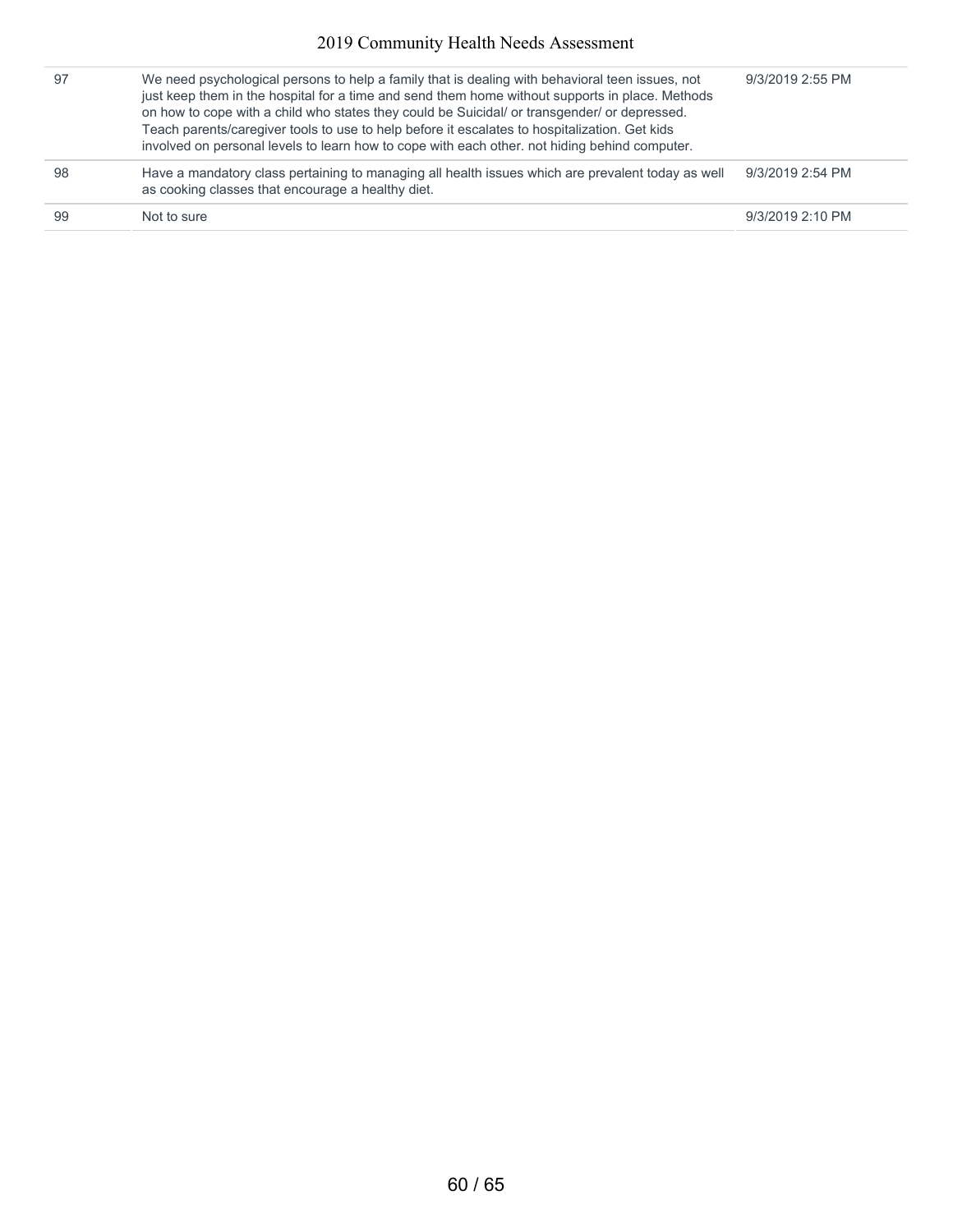| | | |
|---|---|---|
| 97 | We need psychological persons to help a family that is dealing with behavioral teen issues, not just keep them in the hospital for a time and send them home without supports in place. Methods on how to cope with a child who states they could be Suicidal/ or transgender/ or depressed. Teach parents/caregiver tools to use to help before it escalates to hospitalization. Get kids involved on personal levels to learn how to cope with each other. not hiding behind computer. | 9/3/2019 2:55 PM |
| 98 | Have a mandatory class pertaining to managing all health issues which are prevalent today as well as cooking classes that encourage a healthy diet. | 9/3/2019 2:54 PM |
| 99 | Not to sure | 9/3/2019 2:10 PM |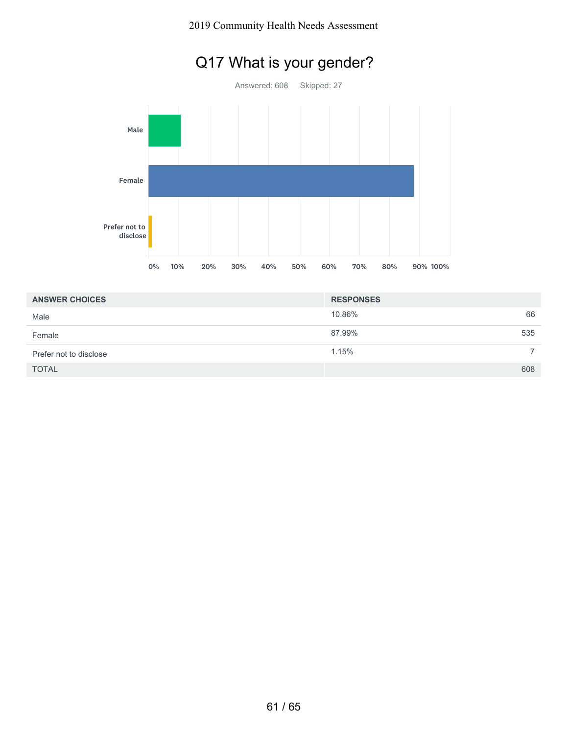# Q17 What is your gender?

Answered: 608 Skipped: 27

| ANSWER CHOICES | RESPONSES | |
|---|---|---|
| Male | 10.86% | 66 |
| Female | 87.99% | 535 |
| Prefer not to disclose | 1.15% | 7 |
| TOTAL | | 608 |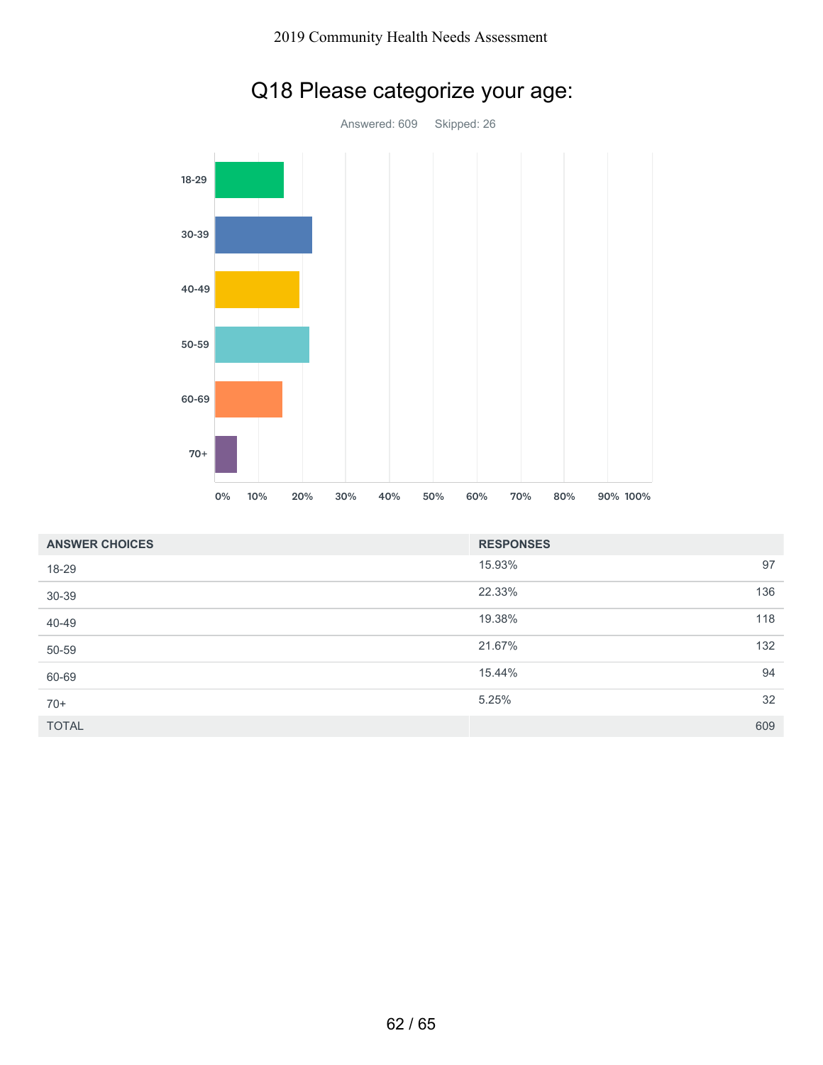# Q18 Please categorize your age:

Answered: 609 Skipped: 26

| ANSWER CHOICES | RESPONSES | |
|---|---|---|
| 18-29 | 15.93% | 97 |
| 30-39 | 22.33% | 136 |
| 40-49 | 19.38% | 118 |
| 50-59 | 21.67% | 132 |
| 60-69 | 15.44% | 94 |
| 70+ | 5.25% | 32 |
| TOTAL | | 609 |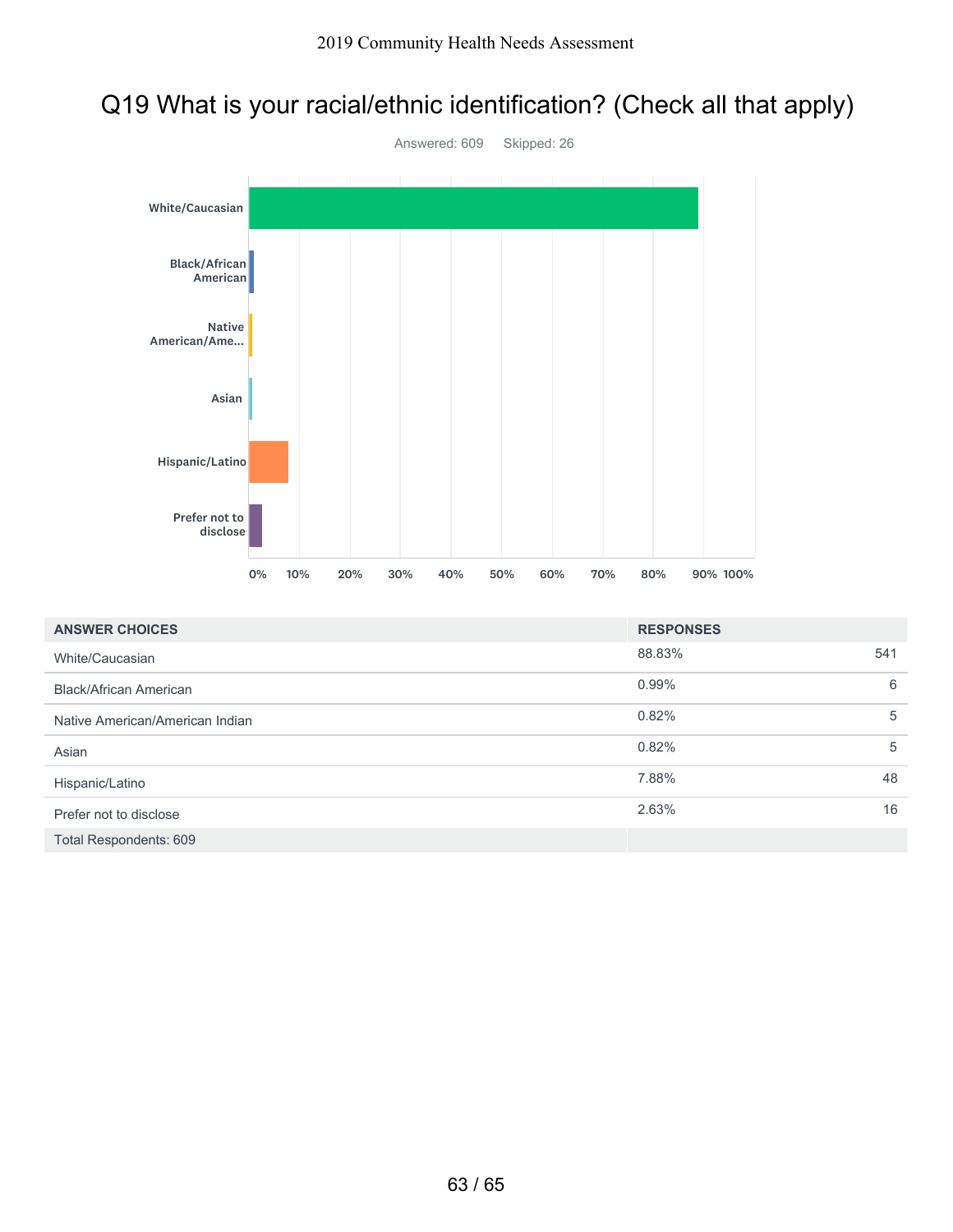# Q19 What is your racial/ethnic identification? (Check all that apply)

Answered: 609    Skipped: 26

| ANSWER CHOICES | RESPONSES | |
|---|---|---|
| White/Caucasian | 88.83% | 541 |
| Black/African American | 0.99% | 6 |
| Native American/American Indian | 0.82% | 5 |
| Asian | 0.82% | 5 |
| Hispanic/Latino | 7.88% | 48 |
| Prefer not to disclose | 2.63% | 16 |
| Total Respondents: 609 | | |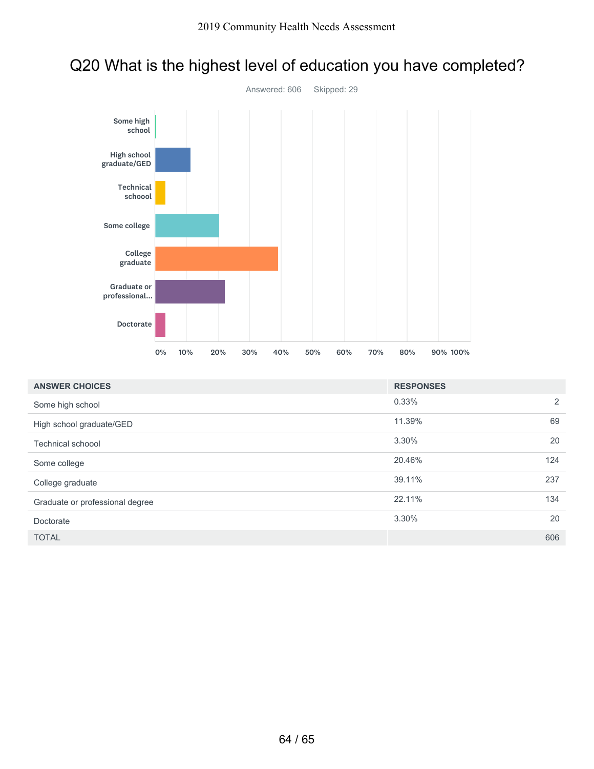# Q20 What is the highest level of education you have completed?

Answered: 606 Skipped: 29

| ANSWER CHOICES | RESPONSES | |
|---|---|---|
| Some high school | 0.33% | 2 |
| High school graduate/GED | 11.39% | 69 |
| Technical schoool | 3.30% | 20 |
| Some college | 20.46% | 124 |
| College graduate | 39.11% | 237 |
| Graduate or professional degree | 22.11% | 134 |
| Doctorate | 3.30% | 20 |
| TOTAL | | 606 |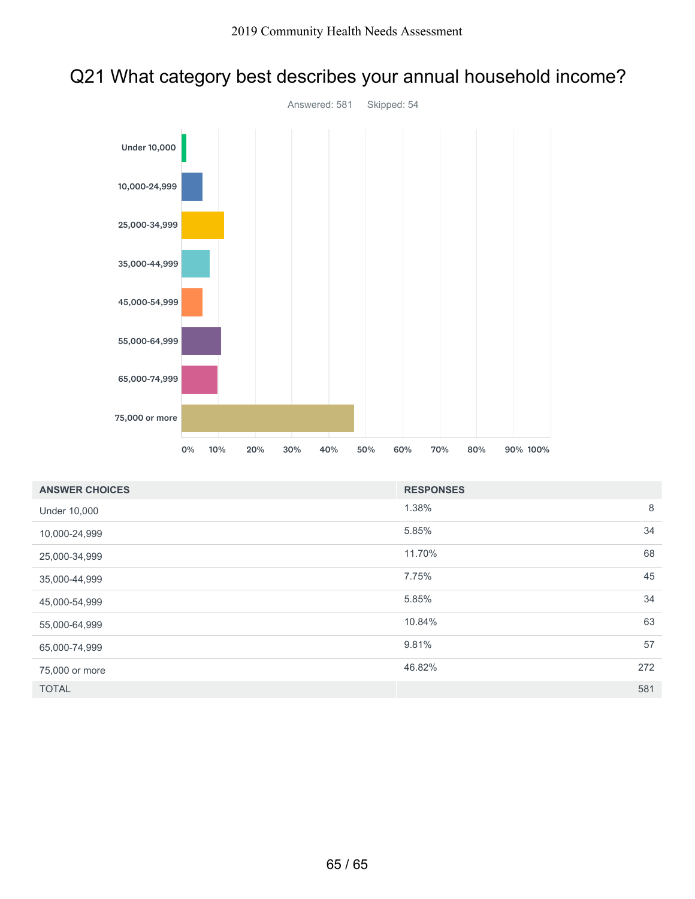# Q21 What category best describes your annual household income?

Answered: 581 Skipped: 54

Under 10,000
10,000-24,999
25,000-34,999
35,000-44,999
45,000-54,999
55,000-64,999
65,000-74,999
75,000 or more

0% 10% 20% 30% 40% 50% 60% 70% 80% 90% 100%

| ANSWER CHOICES | RESPONSES | |
| --- | --- | --- |
| Under 10,000 | 1.38% | 8 |
| 10,000-24,999 | 5.85% | 34 |
| 25,000-34,999 | 11.70% | 68 |
| 35,000-44,999 | 7.75% | 45 |
| 45,000-54,999 | 5.85% | 34 |
| 55,000-64,999 | 10.84% | 63 |
| 65,000-74,999 | 9.81% | 57 |
| 75,000 or more | 46.82% | 272 |
| TOTAL | | 581 |